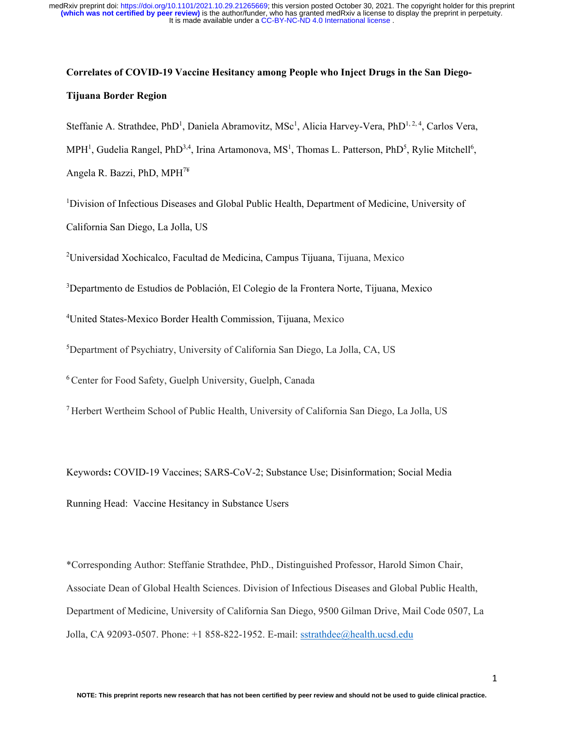**Correlates of COVID-19 Vaccine Hesitancy among People who Inject Drugs in the San Diego-Tijuana Border Region**

Steffanie A. Strathdee, PhD[1], Daniela Abramovitz, MSc[1], Alicia Harvey-Vera, PhD[1, 2, 4], Carlos Vera, MPH[1], Gudelia Rangel, PhD[3,4], Irina Artamonova, MS[1], Thomas L. Patterson, PhD[5], Rylie Mitchell[6], Angela R. Bazzi, PhD, MPH[7¥]

[1]Division of Infectious Diseases and Global Public Health, Department of Medicine, University of California San Diego, La Jolla, US

[2]Universidad Xochicalco, Facultad de Medicina, Campus Tijuana, Tijuana, Mexico

[3]Departmento de Estudios de Población, El Colegio de la Frontera Norte, Tijuana, Mexico

[4]United States-Mexico Border Health Commission, Tijuana, Mexico

[5]Department of Psychiatry, University of California San Diego, La Jolla, CA, US

[6] Center for Food Safety, Guelph University, Guelph, Canada

[7] Herbert Wertheim School of Public Health, University of California San Diego, La Jolla, US

Keywords**:** COVID-19 Vaccines; SARS-CoV-2; Substance Use; Disinformation; Social Media

Running Head: Vaccine Hesitancy in Substance Users

*Corresponding Author: Steffanie Strathdee, PhD., Distinguished Professor, Harold Simon Chair, Associate Dean of Global Health Sciences. Division of Infectious Diseases and Global Public Health, Department of Medicine, University of California San Diego, 9500 Gilman Drive, Mail Code 0507, La Jolla, CA 92093-0507. Phone: +1 858-822-1952. E-mail: sstrathdee@health.ucsd.edu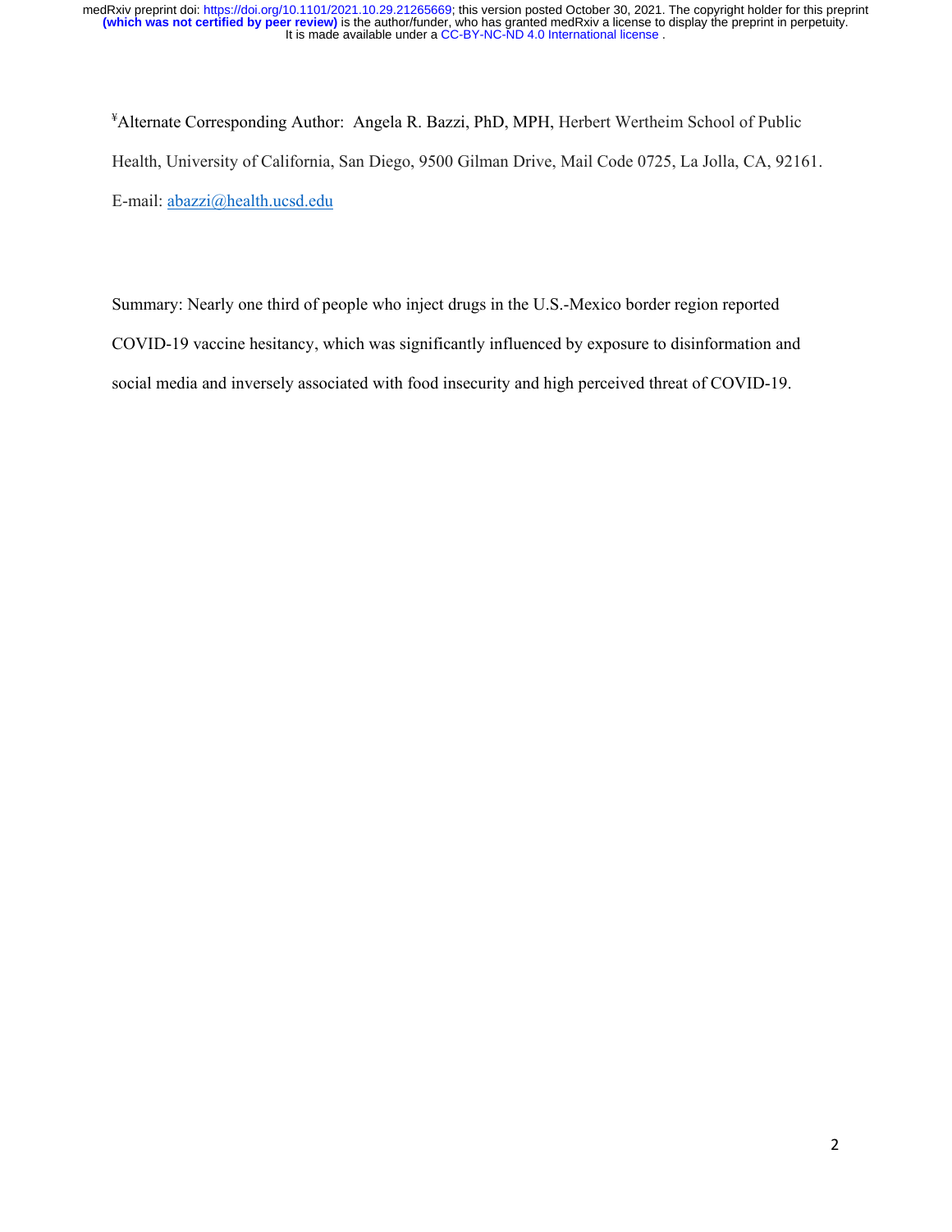[¥]Alternate Corresponding Author: Angela R. Bazzi, PhD, MPH, Herbert Wertheim School of Public Health, University of California, San Diego, 9500 Gilman Drive, Mail Code 0725, La Jolla, CA, 92161. E-mail: abazzi@health.ucsd.edu

Summary: Nearly one third of people who inject drugs in the U.S.-Mexico border region reported COVID-19 vaccine hesitancy, which was significantly influenced by exposure to disinformation and social media and inversely associated with food insecurity and high perceived threat of COVID-19.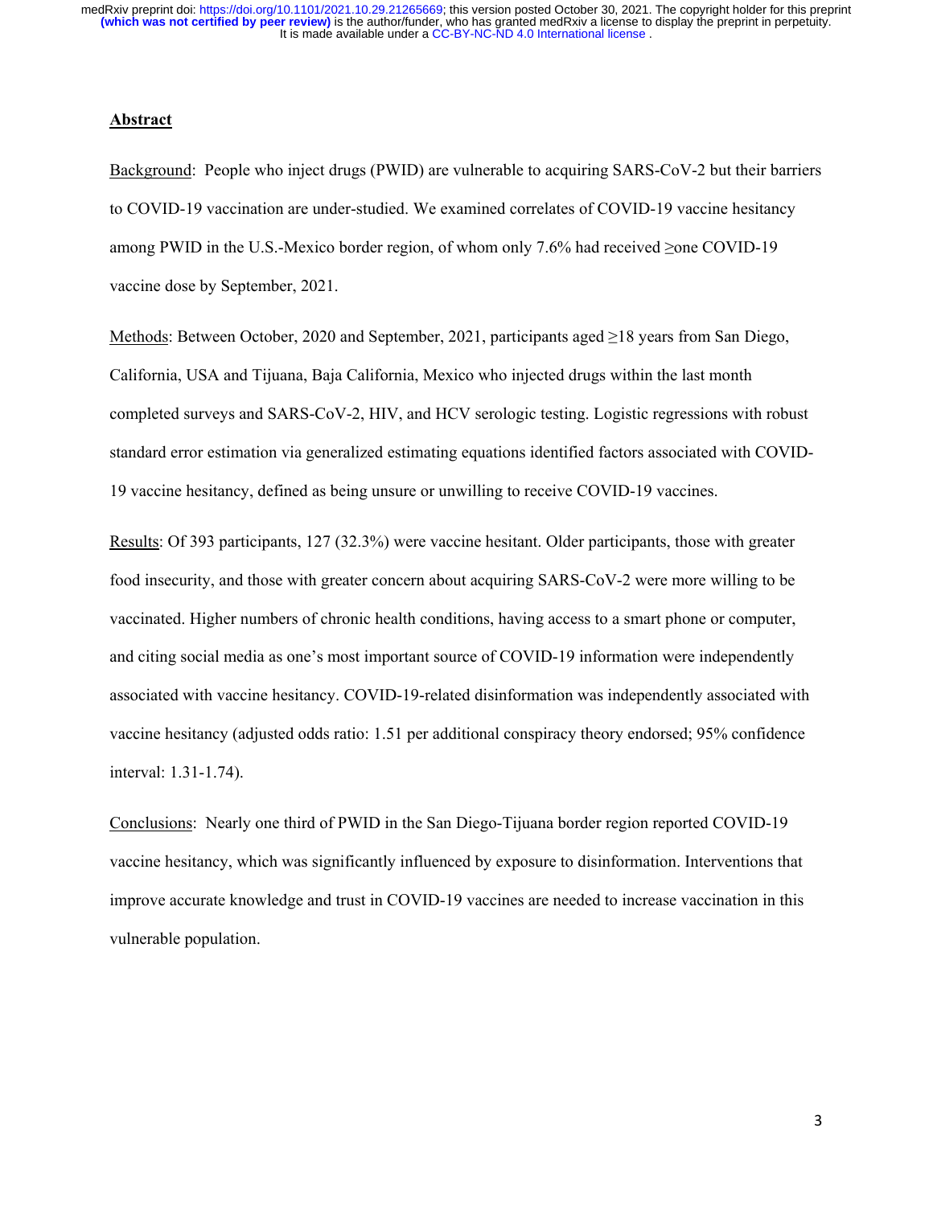## Abstract

Background: People who inject drugs (PWID) are vulnerable to acquiring SARS-CoV-2 but their barriers to COVID-19 vaccination are under-studied. We examined correlates of COVID-19 vaccine hesitancy among PWID in the U.S.-Mexico border region, of whom only 7.6% had received ≥one COVID-19 vaccine dose by September, 2021.

Methods: Between October, 2020 and September, 2021, participants aged ≥18 years from San Diego, California, USA and Tijuana, Baja California, Mexico who injected drugs within the last month completed surveys and SARS-CoV-2, HIV, and HCV serologic testing. Logistic regressions with robust standard error estimation via generalized estimating equations identified factors associated with COVID-19 vaccine hesitancy, defined as being unsure or unwilling to receive COVID-19 vaccines.

Results: Of 393 participants, 127 (32.3%) were vaccine hesitant. Older participants, those with greater food insecurity, and those with greater concern about acquiring SARS-CoV-2 were more willing to be vaccinated. Higher numbers of chronic health conditions, having access to a smart phone or computer, and citing social media as one's most important source of COVID-19 information were independently associated with vaccine hesitancy. COVID-19-related disinformation was independently associated with vaccine hesitancy (adjusted odds ratio: 1.51 per additional conspiracy theory endorsed; 95% confidence interval: 1.31-1.74).

Conclusions: Nearly one third of PWID in the San Diego-Tijuana border region reported COVID-19 vaccine hesitancy, which was significantly influenced by exposure to disinformation. Interventions that improve accurate knowledge and trust in COVID-19 vaccines are needed to increase vaccination in this vulnerable population.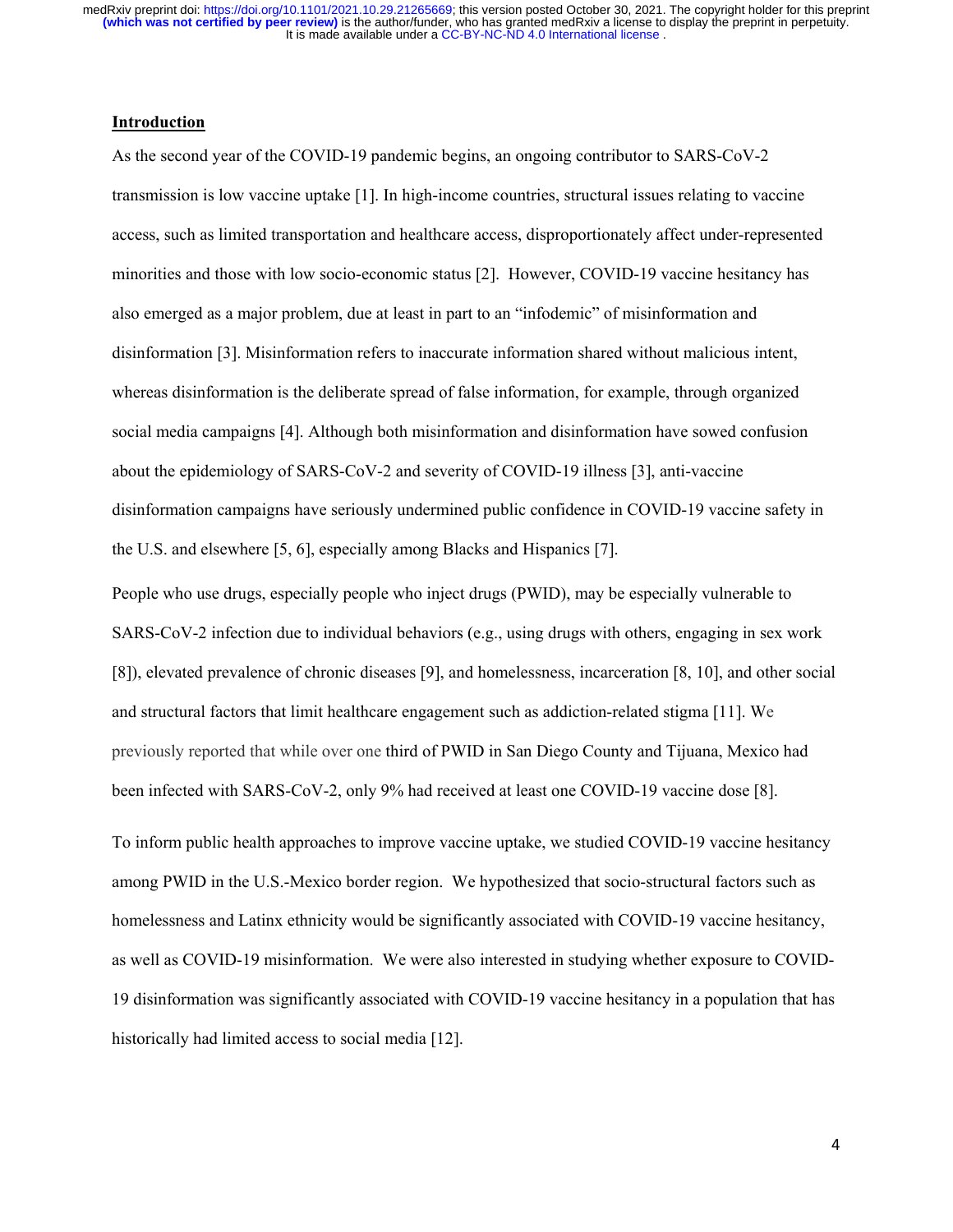## Introduction

As the second year of the COVID-19 pandemic begins, an ongoing contributor to SARS-CoV-2 transmission is low vaccine uptake [1]. In high-income countries, structural issues relating to vaccine access, such as limited transportation and healthcare access, disproportionately affect under-represented minorities and those with low socio-economic status [2]. However, COVID-19 vaccine hesitancy has also emerged as a major problem, due at least in part to an "infodemic" of misinformation and disinformation [3]. Misinformation refers to inaccurate information shared without malicious intent, whereas disinformation is the deliberate spread of false information, for example, through organized social media campaigns [4]. Although both misinformation and disinformation have sowed confusion about the epidemiology of SARS-CoV-2 and severity of COVID-19 illness [3], anti-vaccine disinformation campaigns have seriously undermined public confidence in COVID-19 vaccine safety in the U.S. and elsewhere [5, 6], especially among Blacks and Hispanics [7].

People who use drugs, especially people who inject drugs (PWID), may be especially vulnerable to SARS-CoV-2 infection due to individual behaviors (e.g., using drugs with others, engaging in sex work [8]), elevated prevalence of chronic diseases [9], and homelessness, incarceration [8, 10], and other social and structural factors that limit healthcare engagement such as addiction-related stigma [11]. We previously reported that while over one third of PWID in San Diego County and Tijuana, Mexico had been infected with SARS-CoV-2, only 9% had received at least one COVID-19 vaccine dose [8].

To inform public health approaches to improve vaccine uptake, we studied COVID-19 vaccine hesitancy among PWID in the U.S.-Mexico border region. We hypothesized that socio-structural factors such as homelessness and Latinx ethnicity would be significantly associated with COVID-19 vaccine hesitancy, as well as COVID-19 misinformation. We were also interested in studying whether exposure to COVID-19 disinformation was significantly associated with COVID-19 vaccine hesitancy in a population that has historically had limited access to social media [12].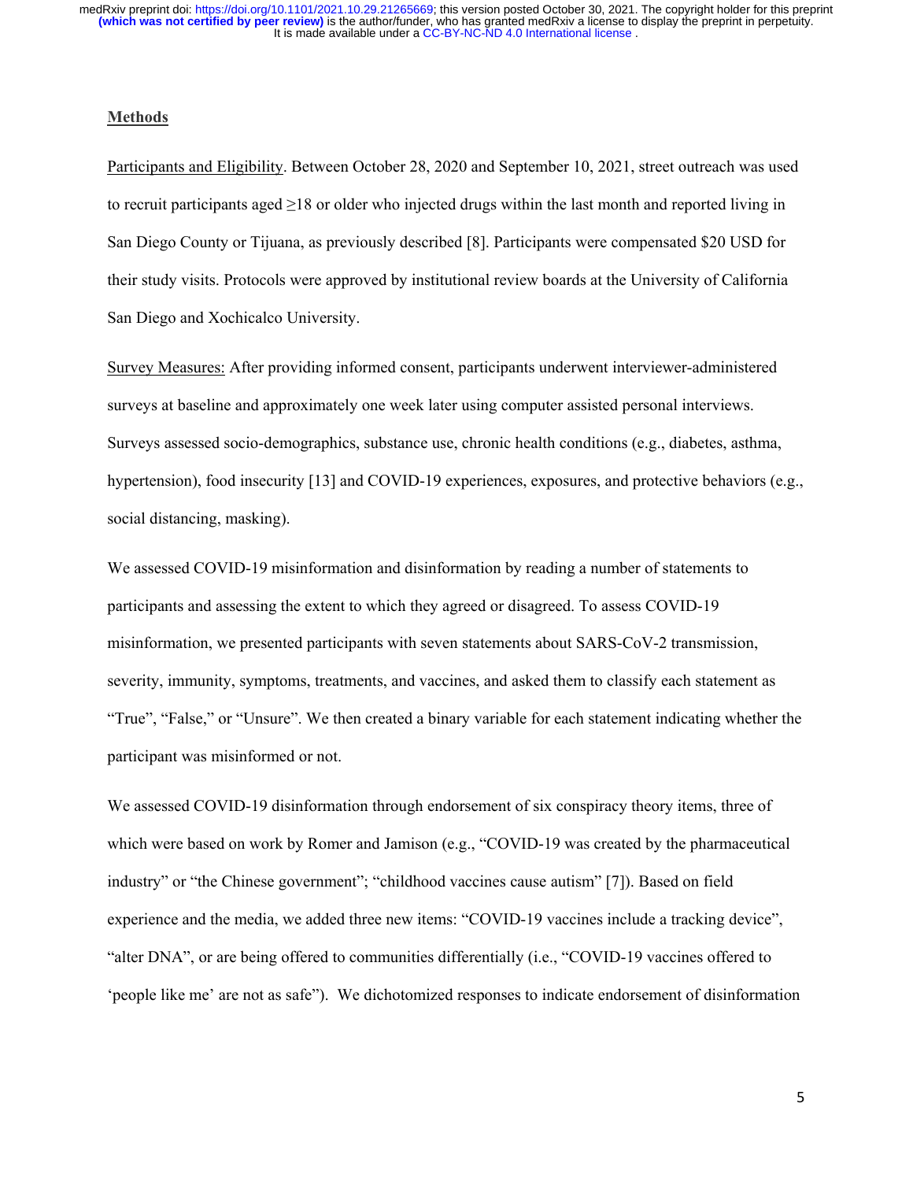## Methods

Participants and Eligibility. Between October 28, 2020 and September 10, 2021, street outreach was used to recruit participants aged ≥18 or older who injected drugs within the last month and reported living in San Diego County or Tijuana, as previously described [8]. Participants were compensated $20 USD for their study visits. Protocols were approved by institutional review boards at the University of California San Diego and Xochicalco University.

Survey Measures: After providing informed consent, participants underwent interviewer-administered surveys at baseline and approximately one week later using computer assisted personal interviews. Surveys assessed socio-demographics, substance use, chronic health conditions (e.g., diabetes, asthma, hypertension), food insecurity [13] and COVID-19 experiences, exposures, and protective behaviors (e.g., social distancing, masking).

We assessed COVID-19 misinformation and disinformation by reading a number of statements to participants and assessing the extent to which they agreed or disagreed. To assess COVID-19 misinformation, we presented participants with seven statements about SARS-CoV-2 transmission, severity, immunity, symptoms, treatments, and vaccines, and asked them to classify each statement as "True", "False," or "Unsure". We then created a binary variable for each statement indicating whether the participant was misinformed or not.

We assessed COVID-19 disinformation through endorsement of six conspiracy theory items, three of which were based on work by Romer and Jamison (e.g., "COVID-19 was created by the pharmaceutical industry" or "the Chinese government"; "childhood vaccines cause autism" [7]). Based on field experience and the media, we added three new items: "COVID-19 vaccines include a tracking device", "alter DNA", or are being offered to communities differentially (i.e., "COVID-19 vaccines offered to 'people like me' are not as safe"). We dichotomized responses to indicate endorsement of disinformation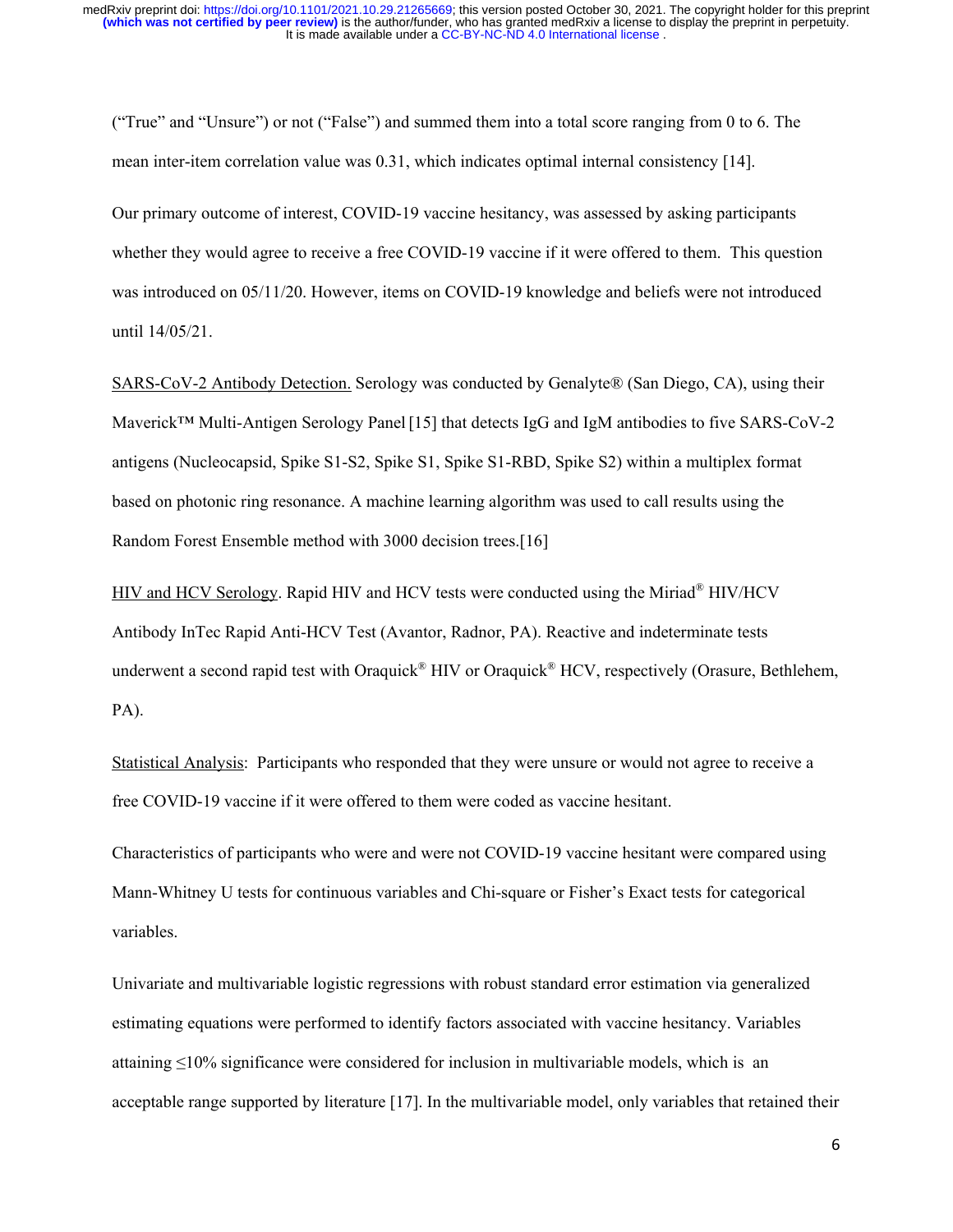("True" and "Unsure") or not ("False") and summed them into a total score ranging from 0 to 6. The mean inter-item correlation value was 0.31, which indicates optimal internal consistency [14].

Our primary outcome of interest, COVID-19 vaccine hesitancy, was assessed by asking participants whether they would agree to receive a free COVID-19 vaccine if it were offered to them. This question was introduced on 05/11/20. However, items on COVID-19 knowledge and beliefs were not introduced until 14/05/21.

<u>SARS-CoV-2 Antibody Detection.</u> Serology was conducted by Genalyte® (San Diego, CA), using their Maverick™ Multi-Antigen Serology Panel [15] that detects IgG and IgM antibodies to five SARS-CoV-2 antigens (Nucleocapsid, Spike S1-S2, Spike S1, Spike S1-RBD, Spike S2) within a multiplex format based on photonic ring resonance. A machine learning algorithm was used to call results using the Random Forest Ensemble method with 3000 decision trees.[16]

<u>HIV and HCV Serology</u>. Rapid HIV and HCV tests were conducted using the Miriad® HIV/HCV Antibody InTec Rapid Anti-HCV Test (Avantor, Radnor, PA). Reactive and indeterminate tests underwent a second rapid test with Oraquick® HIV or Oraquick® HCV, respectively (Orasure, Bethlehem, PA).

<u>Statistical Analysis</u>: Participants who responded that they were unsure or would not agree to receive a free COVID-19 vaccine if it were offered to them were coded as vaccine hesitant.

Characteristics of participants who were and were not COVID-19 vaccine hesitant were compared using Mann-Whitney U tests for continuous variables and Chi-square or Fisher's Exact tests for categorical variables.

Univariate and multivariable logistic regressions with robust standard error estimation via generalized estimating equations were performed to identify factors associated with vaccine hesitancy. Variables attaining ≤10% significance were considered for inclusion in multivariable models, which is an acceptable range supported by literature [17]. In the multivariable model, only variables that retained their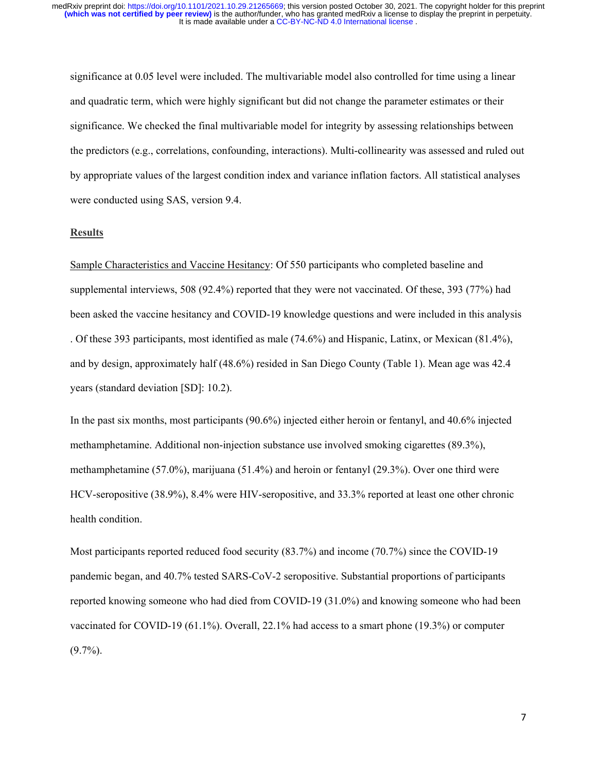significance at 0.05 level were included. The multivariable model also controlled for time using a linear and quadratic term, which were highly significant but did not change the parameter estimates or their significance. We checked the final multivariable model for integrity by assessing relationships between the predictors (e.g., correlations, confounding, interactions). Multi-collinearity was assessed and ruled out by appropriate values of the largest condition index and variance inflation factors. All statistical analyses were conducted using SAS, version 9.4.

## Results

Sample Characteristics and Vaccine Hesitancy: Of 550 participants who completed baseline and supplemental interviews, 508 (92.4%) reported that they were not vaccinated. Of these, 393 (77%) had been asked the vaccine hesitancy and COVID-19 knowledge questions and were included in this analysis . Of these 393 participants, most identified as male (74.6%) and Hispanic, Latinx, or Mexican (81.4%), and by design, approximately half (48.6%) resided in San Diego County (Table 1). Mean age was 42.4 years (standard deviation [SD]: 10.2).

In the past six months, most participants (90.6%) injected either heroin or fentanyl, and 40.6% injected methamphetamine. Additional non-injection substance use involved smoking cigarettes (89.3%), methamphetamine (57.0%), marijuana (51.4%) and heroin or fentanyl (29.3%). Over one third were HCV-seropositive (38.9%), 8.4% were HIV-seropositive, and 33.3% reported at least one other chronic health condition.

Most participants reported reduced food security (83.7%) and income (70.7%) since the COVID-19 pandemic began, and 40.7% tested SARS-CoV-2 seropositive. Substantial proportions of participants reported knowing someone who had died from COVID-19 (31.0%) and knowing someone who had been vaccinated for COVID-19 (61.1%). Overall, 22.1% had access to a smart phone (19.3%) or computer (9.7%).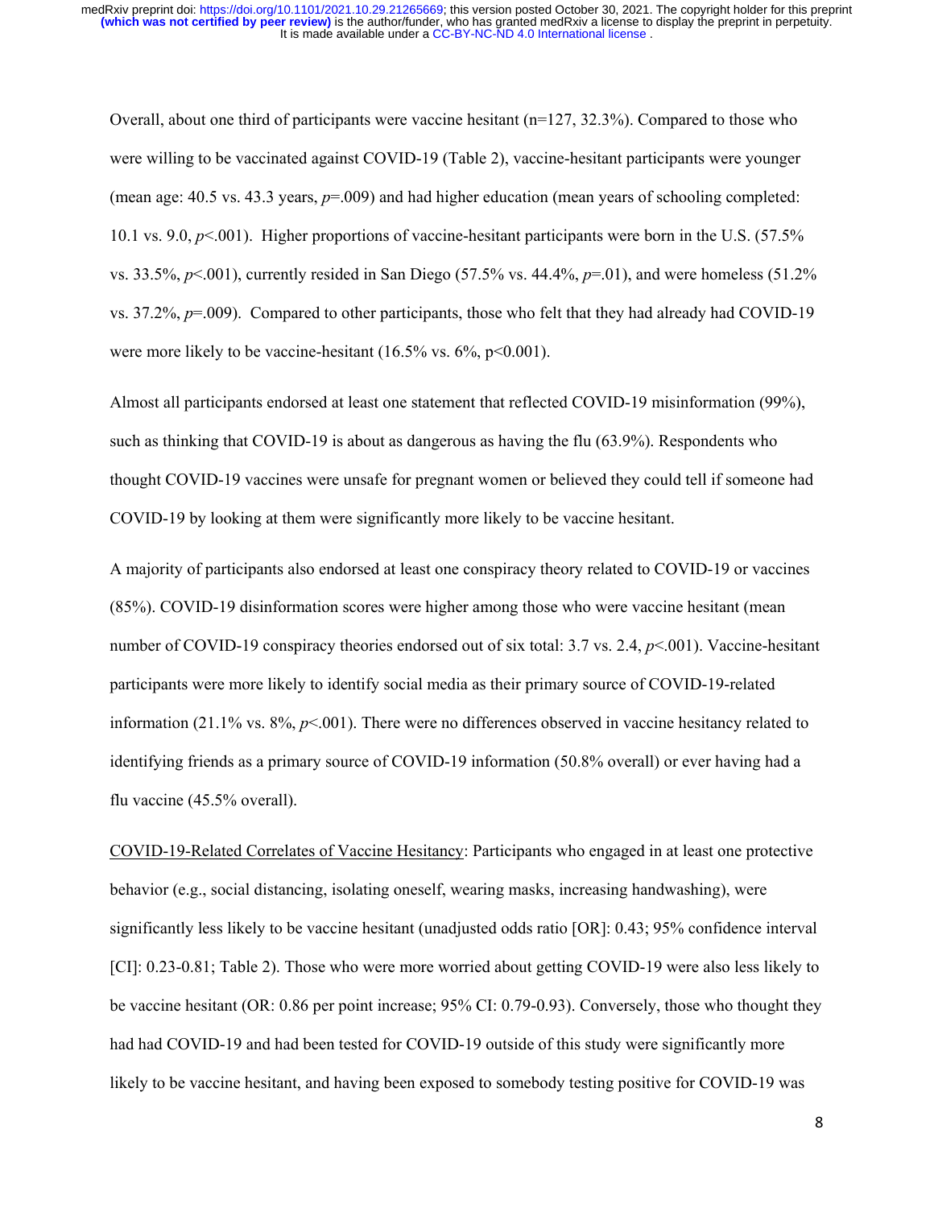Overall, about one third of participants were vaccine hesitant (n=127, 32.3%). Compared to those who were willing to be vaccinated against COVID-19 (Table 2), vaccine-hesitant participants were younger (mean age: 40.5 vs. 43.3 years, $p$=.009) and had higher education (mean years of schooling completed: 10.1 vs. 9.0, $p$<.001). Higher proportions of vaccine-hesitant participants were born in the U.S. (57.5% vs. 33.5%, $p$<.001), currently resided in San Diego (57.5% vs. 44.4%, $p$=.01), and were homeless (51.2% vs. 37.2%, $p$=.009). Compared to other participants, those who felt that they had already had COVID-19 were more likely to be vaccine-hesitant (16.5% vs. 6%, p<0.001).

Almost all participants endorsed at least one statement that reflected COVID-19 misinformation (99%), such as thinking that COVID-19 is about as dangerous as having the flu (63.9%). Respondents who thought COVID-19 vaccines were unsafe for pregnant women or believed they could tell if someone had COVID-19 by looking at them were significantly more likely to be vaccine hesitant.

A majority of participants also endorsed at least one conspiracy theory related to COVID-19 or vaccines (85%). COVID-19 disinformation scores were higher among those who were vaccine hesitant (mean number of COVID-19 conspiracy theories endorsed out of six total: 3.7 vs. 2.4, $p$<.001). Vaccine-hesitant participants were more likely to identify social media as their primary source of COVID-19-related information (21.1% vs. 8%, $p$<.001). There were no differences observed in vaccine hesitancy related to identifying friends as a primary source of COVID-19 information (50.8% overall) or ever having had a flu vaccine (45.5% overall).

<u>COVID-19-Related Correlates of Vaccine Hesitancy</u>: Participants who engaged in at least one protective behavior (e.g., social distancing, isolating oneself, wearing masks, increasing handwashing), were significantly less likely to be vaccine hesitant (unadjusted odds ratio [OR]: 0.43; 95% confidence interval [CI]: 0.23-0.81; Table 2). Those who were more worried about getting COVID-19 were also less likely to be vaccine hesitant (OR: 0.86 per point increase; 95% CI: 0.79-0.93). Conversely, those who thought they had had COVID-19 and had been tested for COVID-19 outside of this study were significantly more likely to be vaccine hesitant, and having been exposed to somebody testing positive for COVID-19 was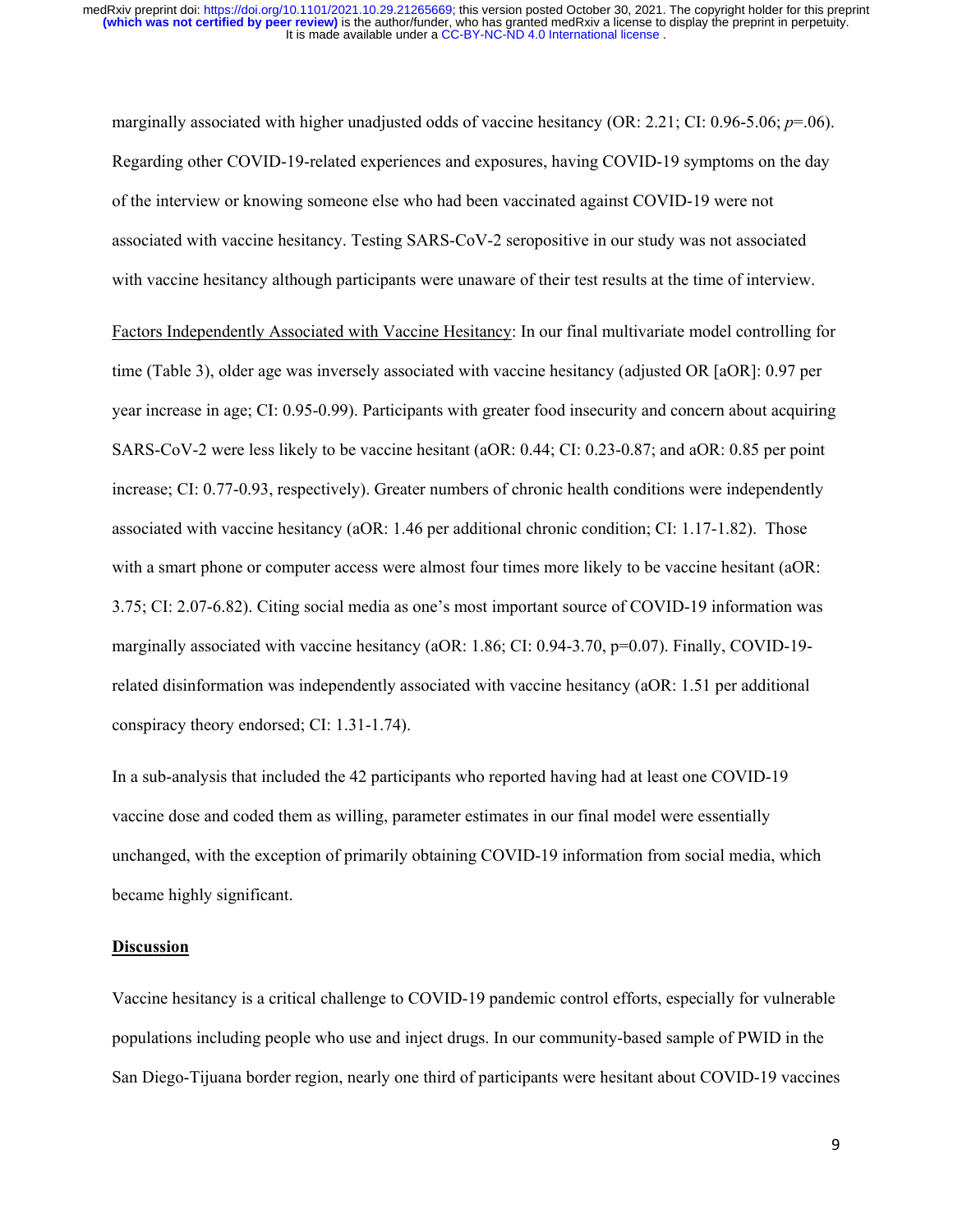marginally associated with higher unadjusted odds of vaccine hesitancy (OR: 2.21; CI: 0.96-5.06; *p*=.06). Regarding other COVID-19-related experiences and exposures, having COVID-19 symptoms on the day of the interview or knowing someone else who had been vaccinated against COVID-19 were not associated with vaccine hesitancy. Testing SARS-CoV-2 seropositive in our study was not associated with vaccine hesitancy although participants were unaware of their test results at the time of interview.

<u>Factors Independently Associated with Vaccine Hesitancy</u>: In our final multivariate model controlling for time (Table 3), older age was inversely associated with vaccine hesitancy (adjusted OR [aOR]: 0.97 per year increase in age; CI: 0.95-0.99). Participants with greater food insecurity and concern about acquiring SARS-CoV-2 were less likely to be vaccine hesitant (aOR: 0.44; CI: 0.23-0.87; and aOR: 0.85 per point increase; CI: 0.77-0.93, respectively). Greater numbers of chronic health conditions were independently associated with vaccine hesitancy (aOR: 1.46 per additional chronic condition; CI: 1.17-1.82). Those with a smart phone or computer access were almost four times more likely to be vaccine hesitant (aOR: 3.75; CI: 2.07-6.82). Citing social media as one's most important source of COVID-19 information was marginally associated with vaccine hesitancy (aOR: 1.86; CI: 0.94-3.70, p=0.07). Finally, COVID-19-related disinformation was independently associated with vaccine hesitancy (aOR: 1.51 per additional conspiracy theory endorsed; CI: 1.31-1.74).

In a sub-analysis that included the 42 participants who reported having had at least one COVID-19 vaccine dose and coded them as willing, parameter estimates in our final model were essentially unchanged, with the exception of primarily obtaining COVID-19 information from social media, which became highly significant.

## Discussion

Vaccine hesitancy is a critical challenge to COVID-19 pandemic control efforts, especially for vulnerable populations including people who use and inject drugs. In our community-based sample of PWID in the San Diego-Tijuana border region, nearly one third of participants were hesitant about COVID-19 vaccines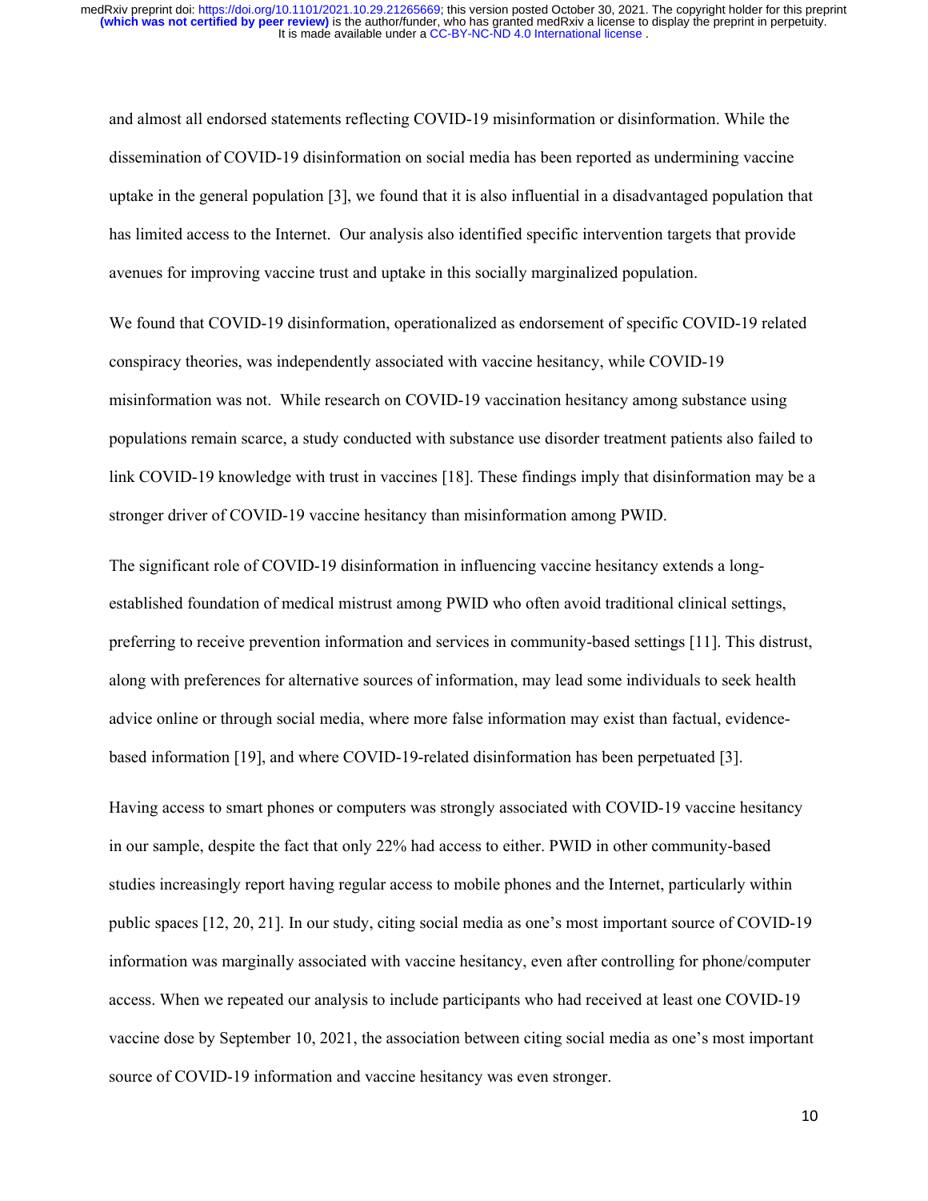and almost all endorsed statements reflecting COVID-19 misinformation or disinformation. While the dissemination of COVID-19 disinformation on social media has been reported as undermining vaccine uptake in the general population [3], we found that it is also influential in a disadvantaged population that has limited access to the Internet. Our analysis also identified specific intervention targets that provide avenues for improving vaccine trust and uptake in this socially marginalized population.

We found that COVID-19 disinformation, operationalized as endorsement of specific COVID-19 related conspiracy theories, was independently associated with vaccine hesitancy, while COVID-19 misinformation was not. While research on COVID-19 vaccination hesitancy among substance using populations remain scarce, a study conducted with substance use disorder treatment patients also failed to link COVID-19 knowledge with trust in vaccines [18]. These findings imply that disinformation may be a stronger driver of COVID-19 vaccine hesitancy than misinformation among PWID.

The significant role of COVID-19 disinformation in influencing vaccine hesitancy extends a long-established foundation of medical mistrust among PWID who often avoid traditional clinical settings, preferring to receive prevention information and services in community-based settings [11]. This distrust, along with preferences for alternative sources of information, may lead some individuals to seek health advice online or through social media, where more false information may exist than factual, evidence-based information [19], and where COVID-19-related disinformation has been perpetuated [3].

Having access to smart phones or computers was strongly associated with COVID-19 vaccine hesitancy in our sample, despite the fact that only 22% had access to either. PWID in other community-based studies increasingly report having regular access to mobile phones and the Internet, particularly within public spaces [12, 20, 21]. In our study, citing social media as one's most important source of COVID-19 information was marginally associated with vaccine hesitancy, even after controlling for phone/computer access. When we repeated our analysis to include participants who had received at least one COVID-19 vaccine dose by September 10, 2021, the association between citing social media as one's most important source of COVID-19 information and vaccine hesitancy was even stronger.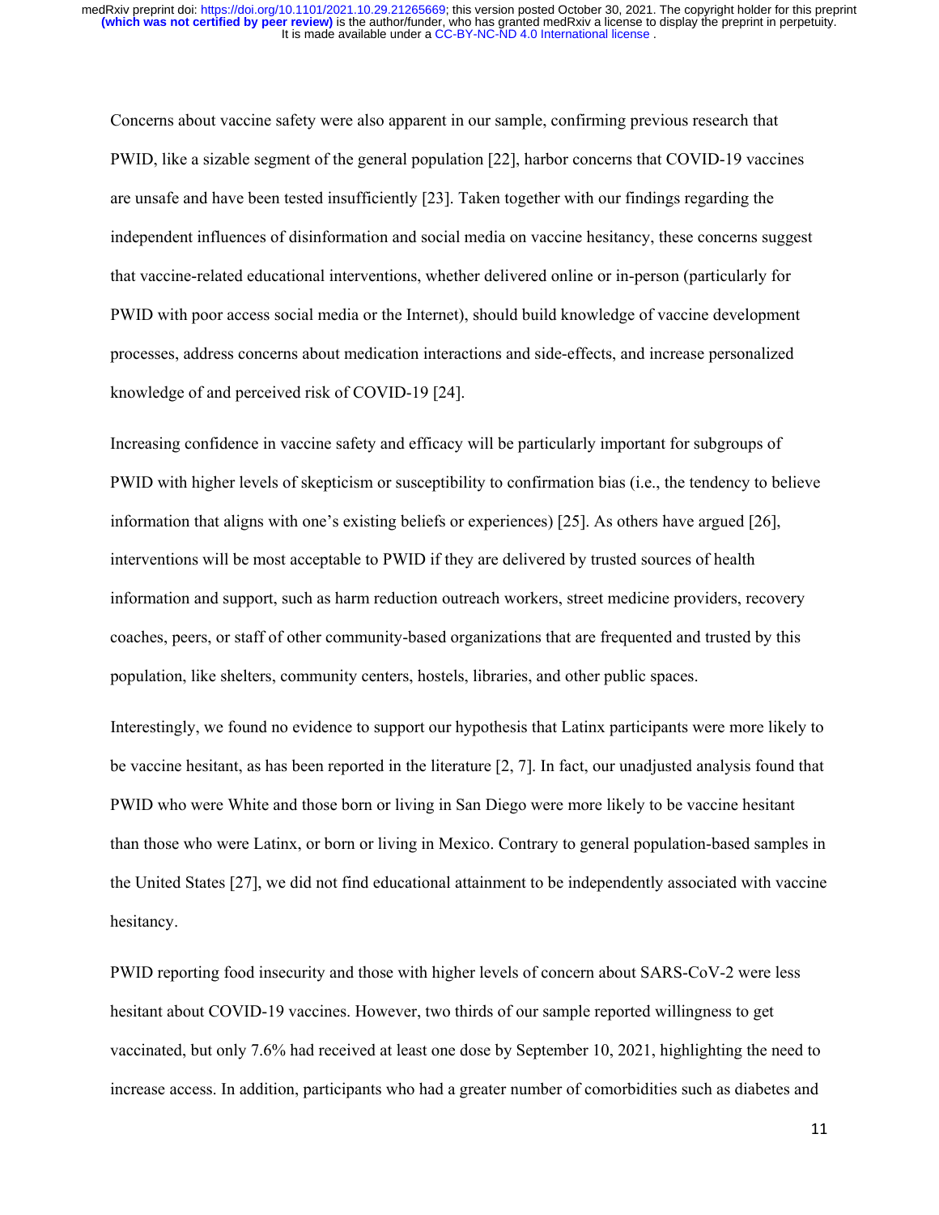Concerns about vaccine safety were also apparent in our sample, confirming previous research that PWID, like a sizable segment of the general population [22], harbor concerns that COVID-19 vaccines are unsafe and have been tested insufficiently [23]. Taken together with our findings regarding the independent influences of disinformation and social media on vaccine hesitancy, these concerns suggest that vaccine-related educational interventions, whether delivered online or in-person (particularly for PWID with poor access social media or the Internet), should build knowledge of vaccine development processes, address concerns about medication interactions and side-effects, and increase personalized knowledge of and perceived risk of COVID-19 [24].

Increasing confidence in vaccine safety and efficacy will be particularly important for subgroups of PWID with higher levels of skepticism or susceptibility to confirmation bias (i.e., the tendency to believe information that aligns with one's existing beliefs or experiences) [25]. As others have argued [26], interventions will be most acceptable to PWID if they are delivered by trusted sources of health information and support, such as harm reduction outreach workers, street medicine providers, recovery coaches, peers, or staff of other community-based organizations that are frequented and trusted by this population, like shelters, community centers, hostels, libraries, and other public spaces.

Interestingly, we found no evidence to support our hypothesis that Latinx participants were more likely to be vaccine hesitant, as has been reported in the literature [2, 7]. In fact, our unadjusted analysis found that PWID who were White and those born or living in San Diego were more likely to be vaccine hesitant than those who were Latinx, or born or living in Mexico. Contrary to general population-based samples in the United States [27], we did not find educational attainment to be independently associated with vaccine hesitancy.

PWID reporting food insecurity and those with higher levels of concern about SARS-CoV-2 were less hesitant about COVID-19 vaccines. However, two thirds of our sample reported willingness to get vaccinated, but only 7.6% had received at least one dose by September 10, 2021, highlighting the need to increase access. In addition, participants who had a greater number of comorbidities such as diabetes and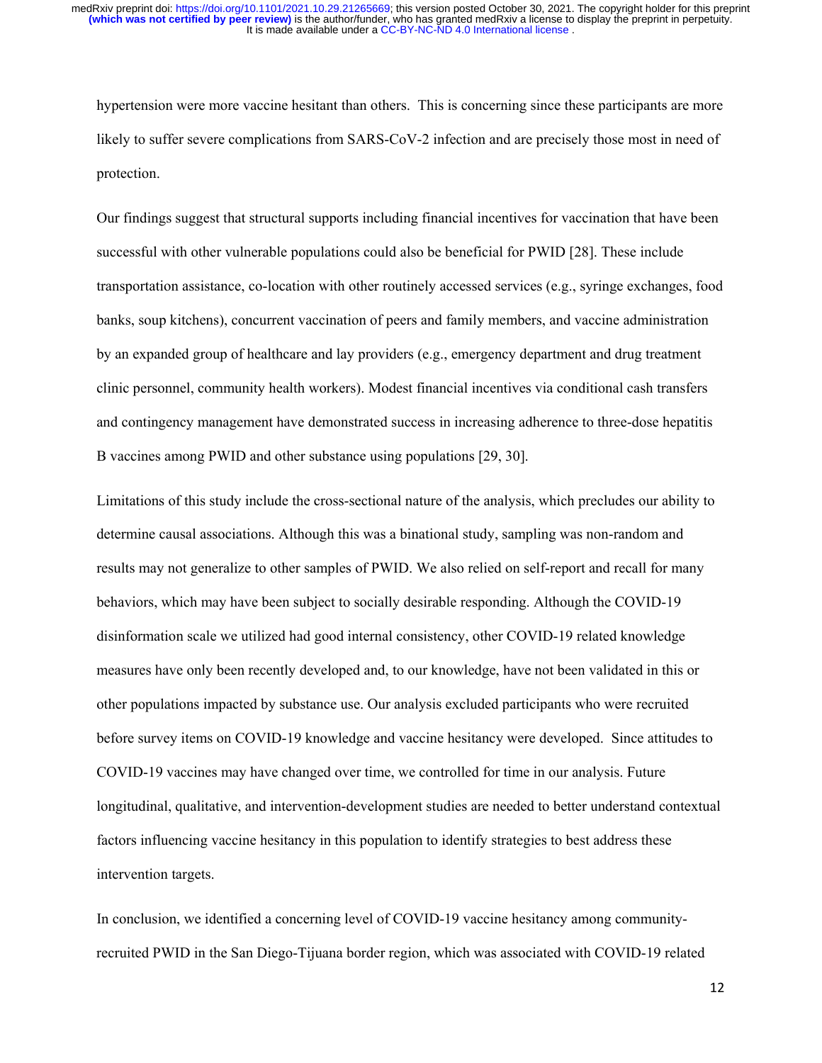hypertension were more vaccine hesitant than others. This is concerning since these participants are more likely to suffer severe complications from SARS-CoV-2 infection and are precisely those most in need of protection.

Our findings suggest that structural supports including financial incentives for vaccination that have been successful with other vulnerable populations could also be beneficial for PWID [28]. These include transportation assistance, co-location with other routinely accessed services (e.g., syringe exchanges, food banks, soup kitchens), concurrent vaccination of peers and family members, and vaccine administration by an expanded group of healthcare and lay providers (e.g., emergency department and drug treatment clinic personnel, community health workers). Modest financial incentives via conditional cash transfers and contingency management have demonstrated success in increasing adherence to three-dose hepatitis B vaccines among PWID and other substance using populations [29, 30].

Limitations of this study include the cross-sectional nature of the analysis, which precludes our ability to determine causal associations. Although this was a binational study, sampling was non-random and results may not generalize to other samples of PWID. We also relied on self-report and recall for many behaviors, which may have been subject to socially desirable responding. Although the COVID-19 disinformation scale we utilized had good internal consistency, other COVID-19 related knowledge measures have only been recently developed and, to our knowledge, have not been validated in this or other populations impacted by substance use. Our analysis excluded participants who were recruited before survey items on COVID-19 knowledge and vaccine hesitancy were developed. Since attitudes to COVID-19 vaccines may have changed over time, we controlled for time in our analysis. Future longitudinal, qualitative, and intervention-development studies are needed to better understand contextual factors influencing vaccine hesitancy in this population to identify strategies to best address these intervention targets.

In conclusion, we identified a concerning level of COVID-19 vaccine hesitancy among community-recruited PWID in the San Diego-Tijuana border region, which was associated with COVID-19 related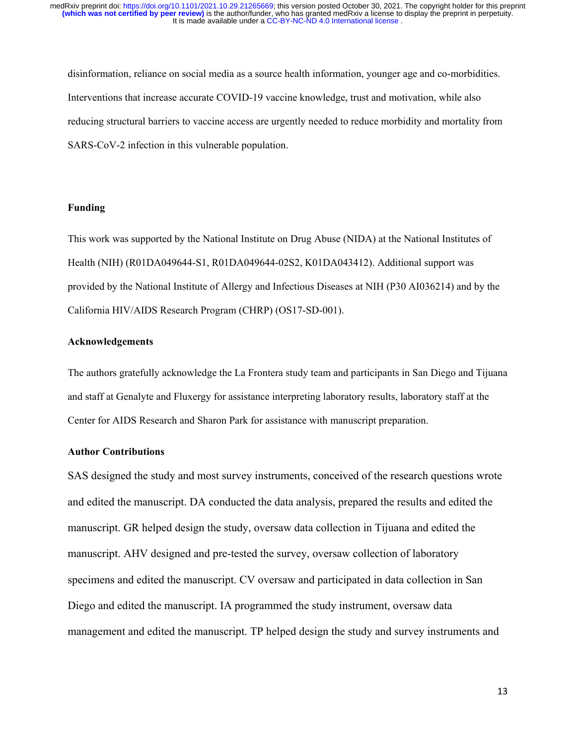disinformation, reliance on social media as a source health information, younger age and co-morbidities. Interventions that increase accurate COVID-19 vaccine knowledge, trust and motivation, while also reducing structural barriers to vaccine access are urgently needed to reduce morbidity and mortality from SARS-CoV-2 infection in this vulnerable population.

## Funding

This work was supported by the National Institute on Drug Abuse (NIDA) at the National Institutes of Health (NIH) (R01DA049644-S1, R01DA049644-02S2, K01DA043412). Additional support was provided by the National Institute of Allergy and Infectious Diseases at NIH (P30 AI036214) and by the California HIV/AIDS Research Program (CHRP) (OS17-SD-001).

## Acknowledgements

The authors gratefully acknowledge the La Frontera study team and participants in San Diego and Tijuana and staff at Genalyte and Fluxergy for assistance interpreting laboratory results, laboratory staff at the Center for AIDS Research and Sharon Park for assistance with manuscript preparation.

## Author Contributions

SAS designed the study and most survey instruments, conceived of the research questions wrote and edited the manuscript. DA conducted the data analysis, prepared the results and edited the manuscript. GR helped design the study, oversaw data collection in Tijuana and edited the manuscript. AHV designed and pre-tested the survey, oversaw collection of laboratory specimens and edited the manuscript. CV oversaw and participated in data collection in San Diego and edited the manuscript. IA programmed the study instrument, oversaw data management and edited the manuscript. TP helped design the study and survey instruments and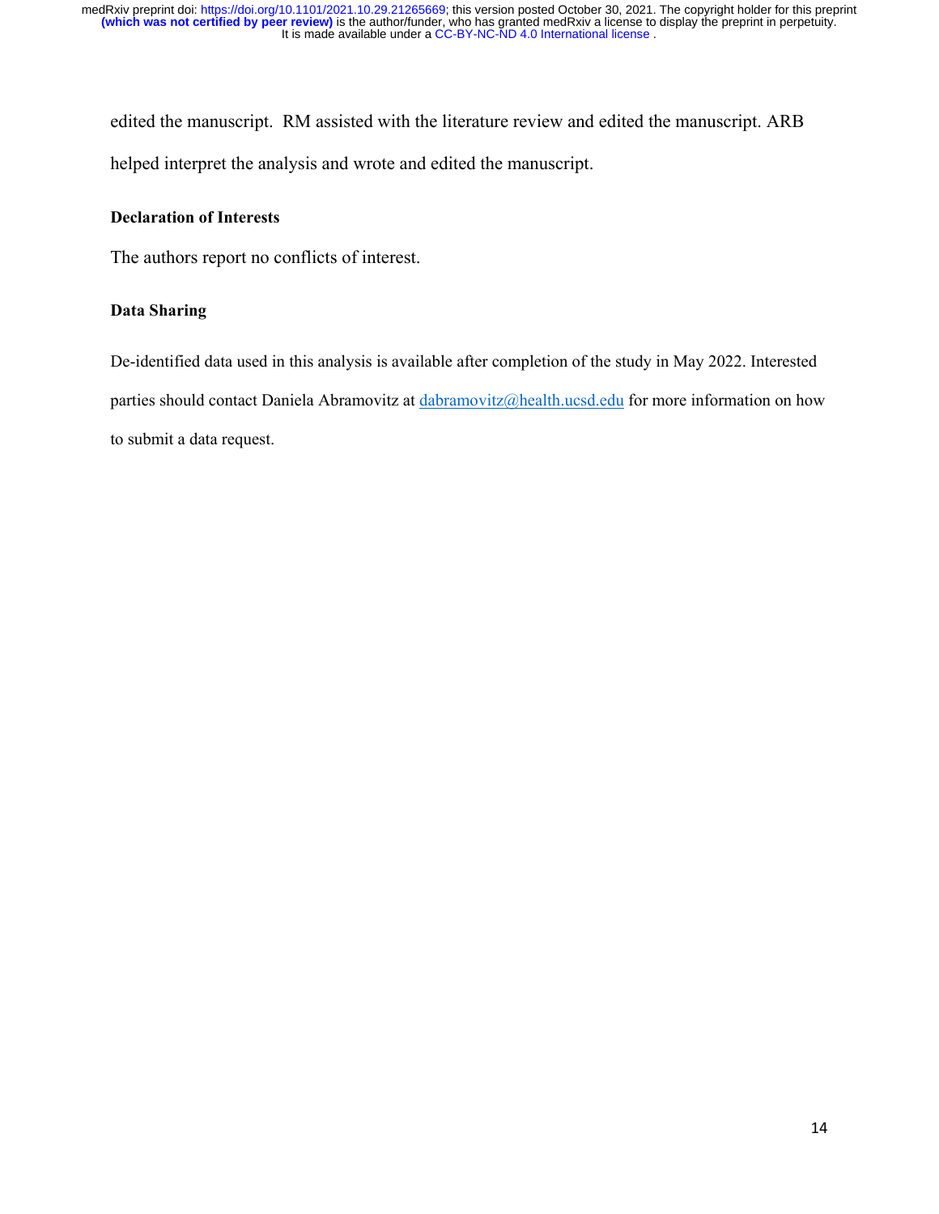edited the manuscript. RM assisted with the literature review and edited the manuscript. ARB helped interpret the analysis and wrote and edited the manuscript.

**Declaration of Interests**

The authors report no conflicts of interest.

**Data Sharing**

De-identified data used in this analysis is available after completion of the study in May 2022. Interested parties should contact Daniela Abramovitz at dabramovitz@health.ucsd.edu for more information on how to submit a data request.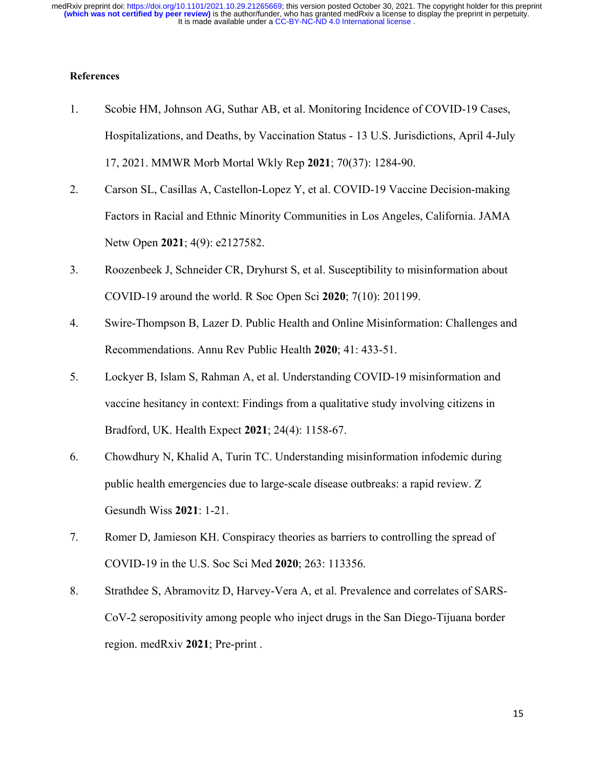**References**

1. Scobie HM, Johnson AG, Suthar AB, et al. Monitoring Incidence of COVID-19 Cases, Hospitalizations, and Deaths, by Vaccination Status - 13 U.S. Jurisdictions, April 4-July 17, 2021. MMWR Morb Mortal Wkly Rep **2021**; 70(37): 1284-90.
2. Carson SL, Casillas A, Castellon-Lopez Y, et al. COVID-19 Vaccine Decision-making Factors in Racial and Ethnic Minority Communities in Los Angeles, California. JAMA Netw Open **2021**; 4(9): e2127582.
3. Roozenbeek J, Schneider CR, Dryhurst S, et al. Susceptibility to misinformation about COVID-19 around the world. R Soc Open Sci **2020**; 7(10): 201199.
4. Swire-Thompson B, Lazer D. Public Health and Online Misinformation: Challenges and Recommendations. Annu Rev Public Health **2020**; 41: 433-51.
5. Lockyer B, Islam S, Rahman A, et al. Understanding COVID-19 misinformation and vaccine hesitancy in context: Findings from a qualitative study involving citizens in Bradford, UK. Health Expect **2021**; 24(4): 1158-67.
6. Chowdhury N, Khalid A, Turin TC. Understanding misinformation infodemic during public health emergencies due to large-scale disease outbreaks: a rapid review. Z Gesundh Wiss **2021**: 1-21.
7. Romer D, Jamieson KH. Conspiracy theories as barriers to controlling the spread of COVID-19 in the U.S. Soc Sci Med **2020**; 263: 113356.
8. Strathdee S, Abramovitz D, Harvey-Vera A, et al. Prevalence and correlates of SARS-CoV-2 seropositivity among people who inject drugs in the San Diego-Tijuana border region. medRxiv **2021**; Pre-print .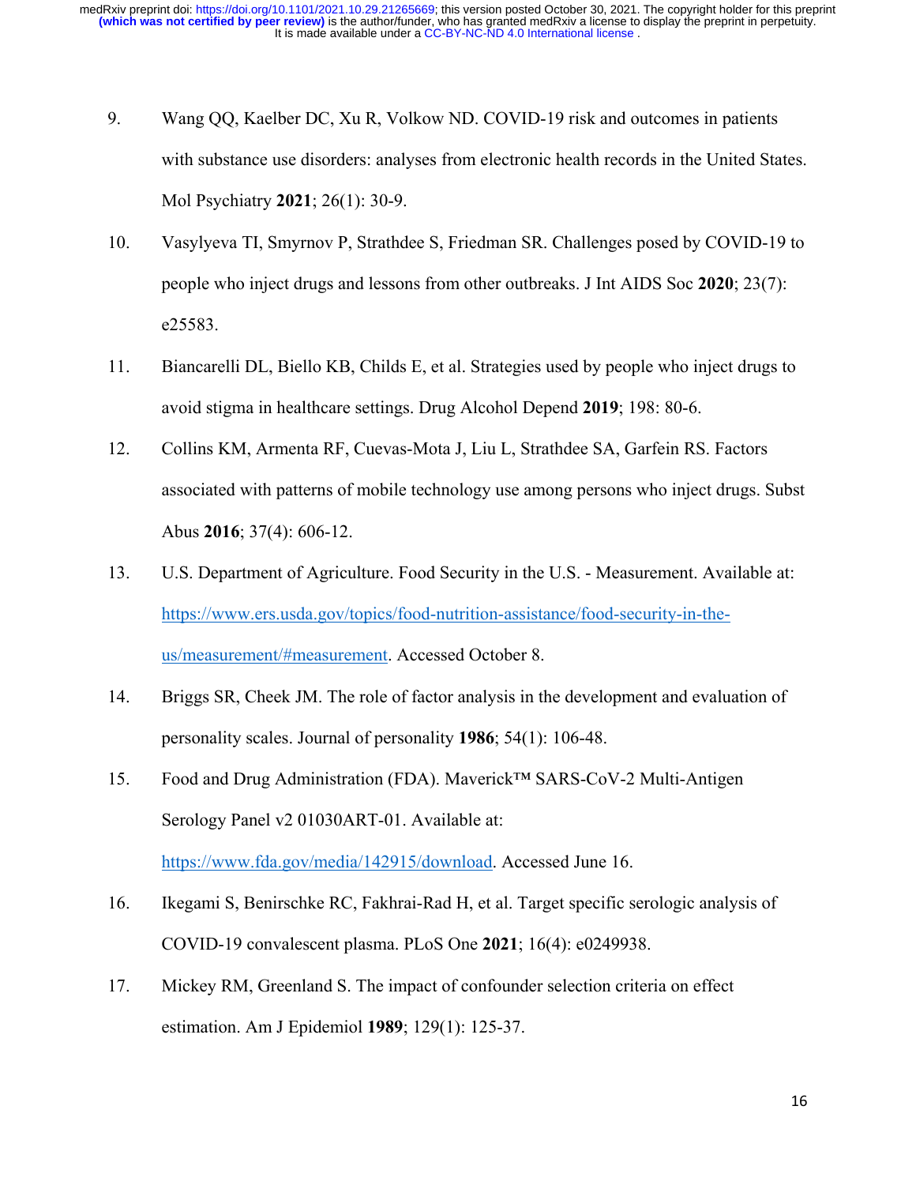9. Wang QQ, Kaelber DC, Xu R, Volkow ND. COVID-19 risk and outcomes in patients with substance use disorders: analyses from electronic health records in the United States. Mol Psychiatry **2021**; 26(1): 30-9.

10. Vasylyeva TI, Smyrnov P, Strathdee S, Friedman SR. Challenges posed by COVID-19 to people who inject drugs and lessons from other outbreaks. J Int AIDS Soc **2020**; 23(7): e25583.

11. Biancarelli DL, Biello KB, Childs E, et al. Strategies used by people who inject drugs to avoid stigma in healthcare settings. Drug Alcohol Depend **2019**; 198: 80-6.

12. Collins KM, Armenta RF, Cuevas-Mota J, Liu L, Strathdee SA, Garfein RS. Factors associated with patterns of mobile technology use among persons who inject drugs. Subst Abus **2016**; 37(4): 606-12.

13. U.S. Department of Agriculture. Food Security in the U.S. - Measurement. Available at: https://www.ers.usda.gov/topics/food-nutrition-assistance/food-security-in-the-us/measurement/#measurement. Accessed October 8.

14. Briggs SR, Cheek JM. The role of factor analysis in the development and evaluation of personality scales. Journal of personality **1986**; 54(1): 106-48.

15. Food and Drug Administration (FDA). Maverick™ SARS-CoV-2 Multi-Antigen Serology Panel v2 01030ART-01. Available at: https://www.fda.gov/media/142915/download. Accessed June 16.

16. Ikegami S, Benirschke RC, Fakhrai-Rad H, et al. Target specific serologic analysis of COVID-19 convalescent plasma. PLoS One **2021**; 16(4): e0249938.

17. Mickey RM, Greenland S. The impact of confounder selection criteria on effect estimation. Am J Epidemiol **1989**; 129(1): 125-37.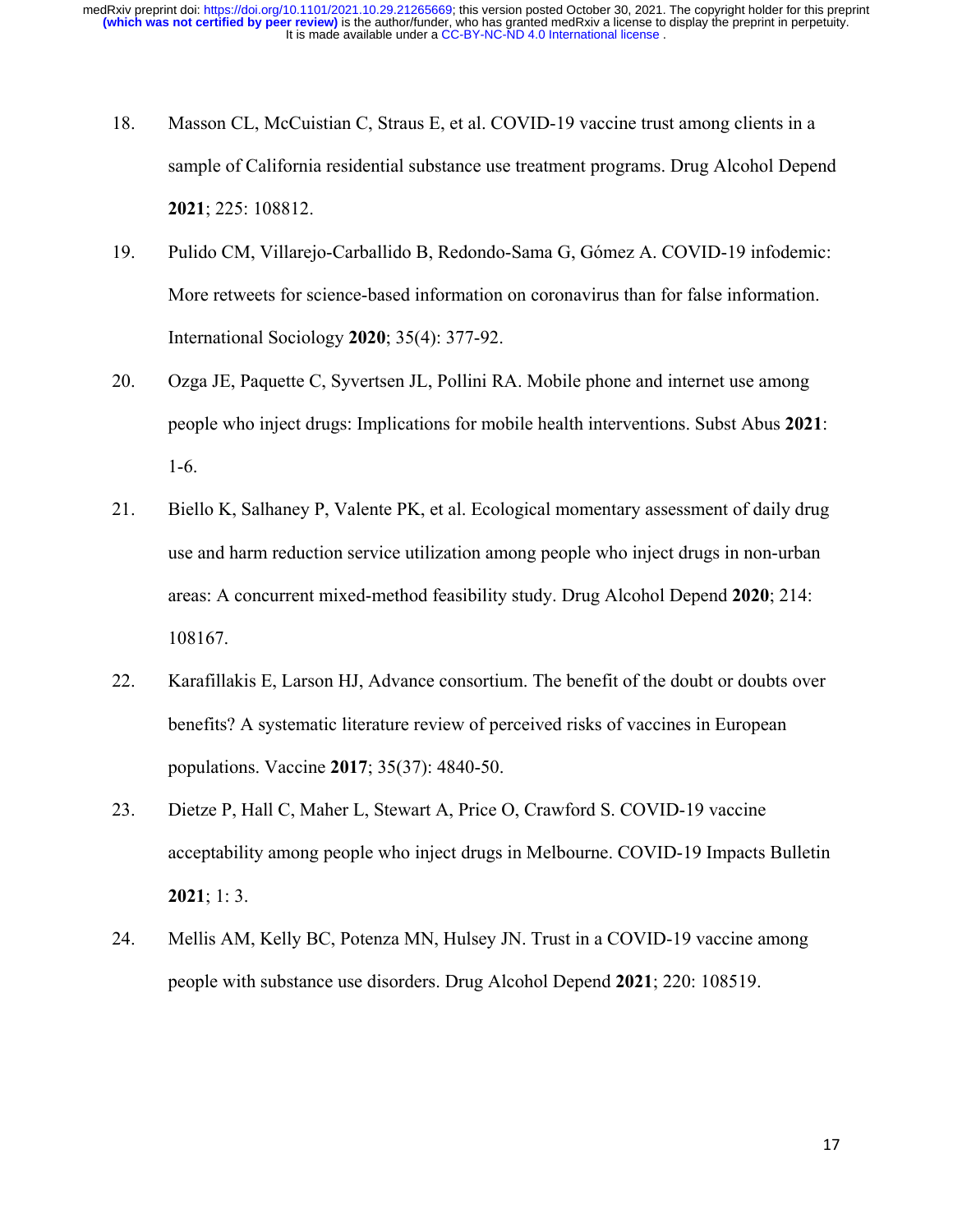18. Masson CL, McCuistian C, Straus E, et al. COVID-19 vaccine trust among clients in a sample of California residential substance use treatment programs. Drug Alcohol Depend **2021**; 225: 108812.

19. Pulido CM, Villarejo-Carballido B, Redondo-Sama G, Gómez A. COVID-19 infodemic: More retweets for science-based information on coronavirus than for false information. International Sociology **2020**; 35(4): 377-92.

20. Ozga JE, Paquette C, Syvertsen JL, Pollini RA. Mobile phone and internet use among people who inject drugs: Implications for mobile health interventions. Subst Abus **2021**: 1-6.

21. Biello K, Salhaney P, Valente PK, et al. Ecological momentary assessment of daily drug use and harm reduction service utilization among people who inject drugs in non-urban areas: A concurrent mixed-method feasibility study. Drug Alcohol Depend **2020**; 214: 108167.

22. Karafillakis E, Larson HJ, Advance consortium. The benefit of the doubt or doubts over benefits? A systematic literature review of perceived risks of vaccines in European populations. Vaccine **2017**; 35(37): 4840-50.

23. Dietze P, Hall C, Maher L, Stewart A, Price O, Crawford S. COVID-19 vaccine acceptability among people who inject drugs in Melbourne. COVID-19 Impacts Bulletin **2021**; 1: 3.

24. Mellis AM, Kelly BC, Potenza MN, Hulsey JN. Trust in a COVID-19 vaccine among people with substance use disorders. Drug Alcohol Depend **2021**; 220: 108519.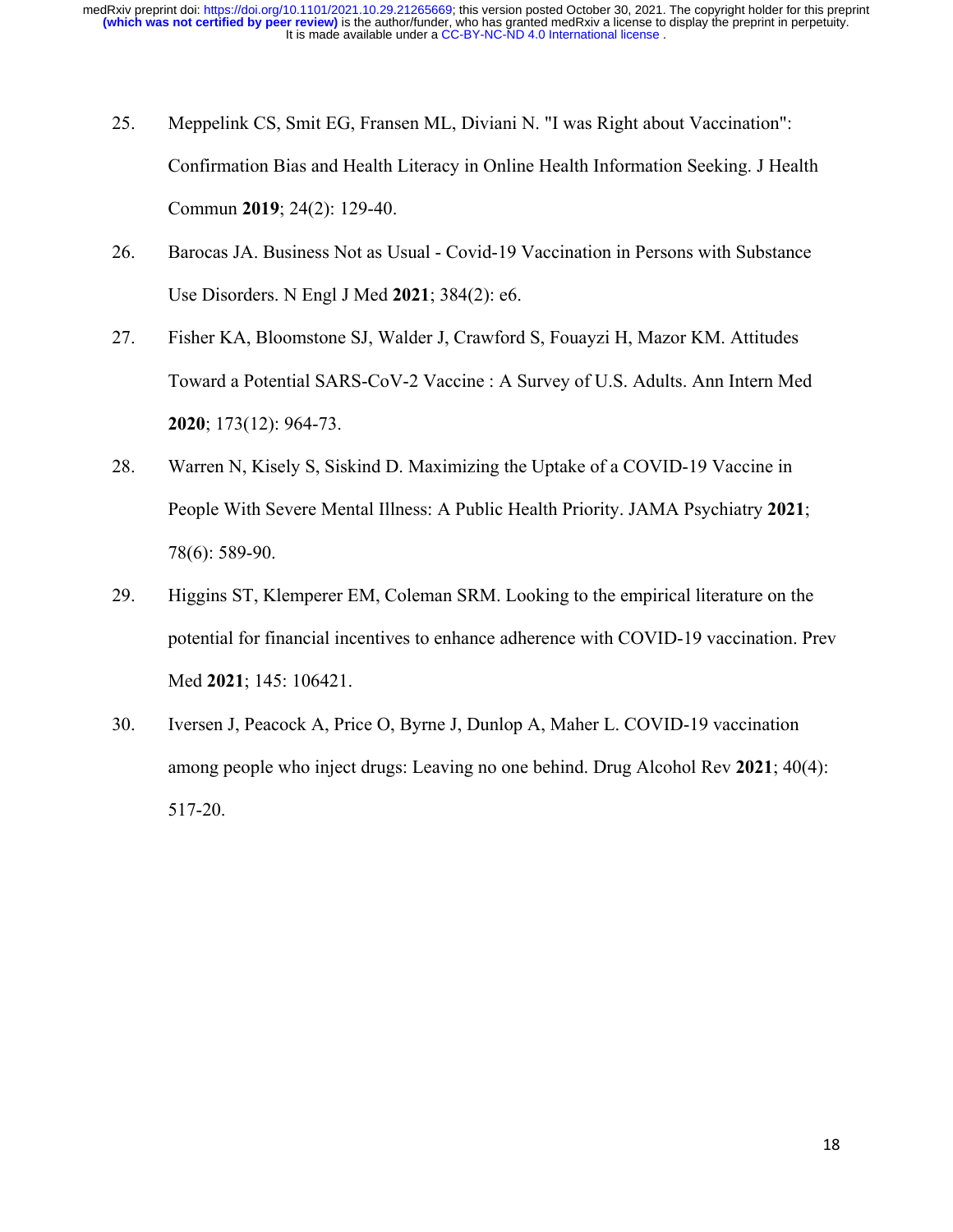25. Meppelink CS, Smit EG, Fransen ML, Diviani N. "I was Right about Vaccination": Confirmation Bias and Health Literacy in Online Health Information Seeking. J Health Commun **2019**; 24(2): 129-40.

26. Barocas JA. Business Not as Usual - Covid-19 Vaccination in Persons with Substance Use Disorders. N Engl J Med **2021**; 384(2): e6.

27. Fisher KA, Bloomstone SJ, Walder J, Crawford S, Fouayzi H, Mazor KM. Attitudes Toward a Potential SARS-CoV-2 Vaccine : A Survey of U.S. Adults. Ann Intern Med **2020**; 173(12): 964-73.

28. Warren N, Kisely S, Siskind D. Maximizing the Uptake of a COVID-19 Vaccine in People With Severe Mental Illness: A Public Health Priority. JAMA Psychiatry **2021**; 78(6): 589-90.

29. Higgins ST, Klemperer EM, Coleman SRM. Looking to the empirical literature on the potential for financial incentives to enhance adherence with COVID-19 vaccination. Prev Med **2021**; 145: 106421.

30. Iversen J, Peacock A, Price O, Byrne J, Dunlop A, Maher L. COVID-19 vaccination among people who inject drugs: Leaving no one behind. Drug Alcohol Rev **2021**; 40(4): 517-20.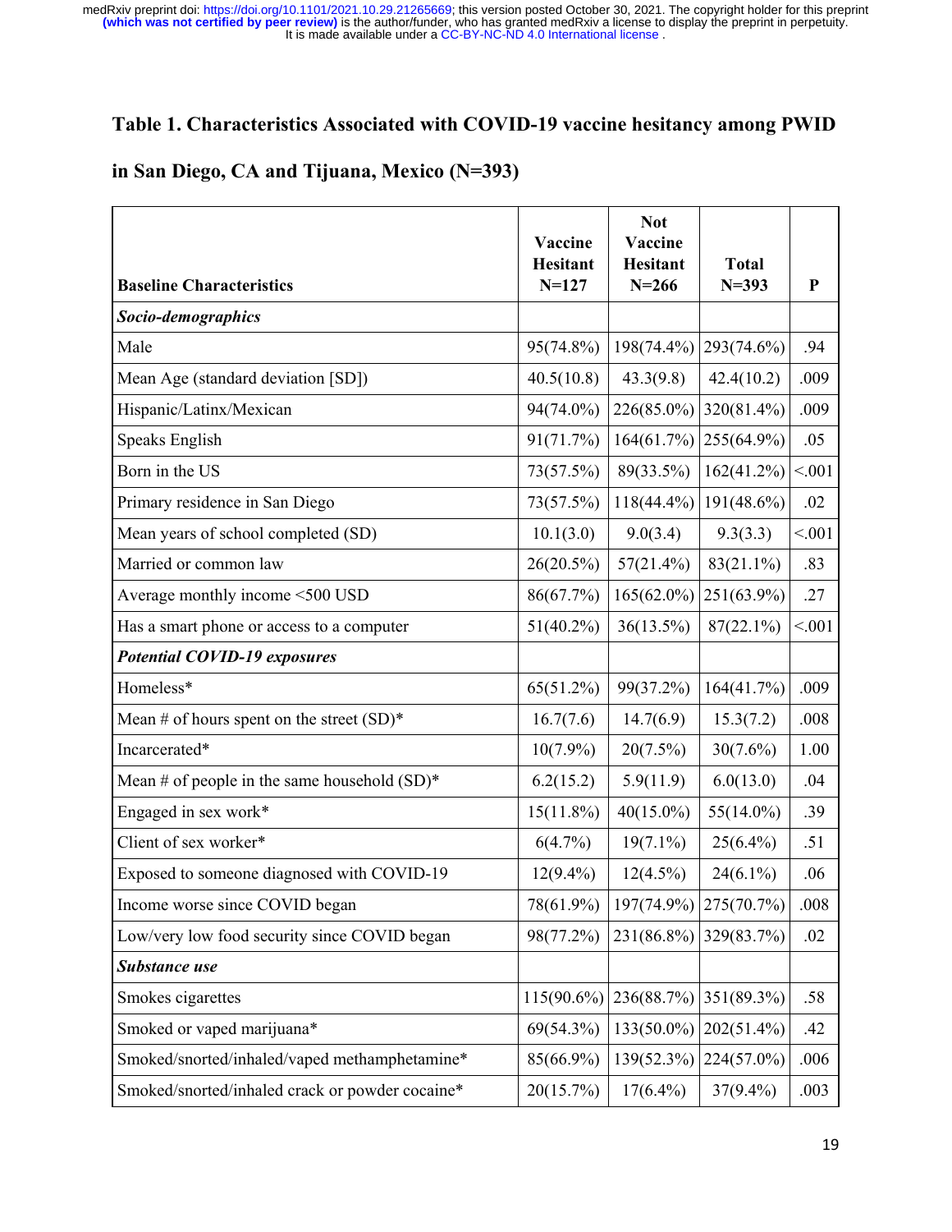**Table 1. Characteristics Associated with COVID-19 vaccine hesitancy among PWID in San Diego, CA and Tijuana, Mexico (N=393)**

| Baseline Characteristics | Vaccine Hesitant N=127 | Not Vaccine Hesitant N=266 | Total N=393 | P |
|---|---|---|---|---|
| ***Socio-demographics*** | | | | |
| Male | 95(74.8%) | 198(74.4%) | 293(74.6%) | .94 |
| Mean Age (standard deviation [SD]) | 40.5(10.8) | 43.3(9.8) | 42.4(10.2) | .009 |
| Hispanic/Latinx/Mexican | 94(74.0%) | 226(85.0%) | 320(81.4%) | .009 |
| Speaks English | 91(71.7%) | 164(61.7%) | 255(64.9%) | .05 |
| Born in the US | 73(57.5%) | 89(33.5%) | 162(41.2%) | <.001 |
| Primary residence in San Diego | 73(57.5%) | 118(44.4%) | 191(48.6%) | .02 |
| Mean years of school completed (SD) | 10.1(3.0) | 9.0(3.4) | 9.3(3.3) | <.001 |
| Married or common law | 26(20.5%) | 57(21.4%) | 83(21.1%) | .83 |
| Average monthly income <500 USD | 86(67.7%) | 165(62.0%) | 251(63.9%) | .27 |
| Has a smart phone or access to a computer | 51(40.2%) | 36(13.5%) | 87(22.1%) | <.001 |
| ***Potential COVID-19 exposures*** | | | | |
| Homeless* | 65(51.2%) | 99(37.2%) | 164(41.7%) | .009 |
| Mean # of hours spent on the street (SD)* | 16.7(7.6) | 14.7(6.9) | 15.3(7.2) | .008 |
| Incarcerated* | 10(7.9%) | 20(7.5%) | 30(7.6%) | 1.00 |
| Mean # of people in the same household (SD)* | 6.2(15.2) | 5.9(11.9) | 6.0(13.0) | .04 |
| Engaged in sex work* | 15(11.8%) | 40(15.0%) | 55(14.0%) | .39 |
| Client of sex worker* | 6(4.7%) | 19(7.1%) | 25(6.4%) | .51 |
| Exposed to someone diagnosed with COVID-19 | 12(9.4%) | 12(4.5%) | 24(6.1%) | .06 |
| Income worse since COVID began | 78(61.9%) | 197(74.9%) | 275(70.7%) | .008 |
| Low/very low food security since COVID began | 98(77.2%) | 231(86.8%) | 329(83.7%) | .02 |
| ***Substance use*** | | | | |
| Smokes cigarettes | 115(90.6%) | 236(88.7%) | 351(89.3%) | .58 |
| Smoked or vaped marijuana* | 69(54.3%) | 133(50.0%) | 202(51.4%) | .42 |
| Smoked/snorted/inhaled/vaped methamphetamine* | 85(66.9%) | 139(52.3%) | 224(57.0%) | .006 |
| Smoked/snorted/inhaled crack or powder cocaine* | 20(15.7%) | 17(6.4%) | 37(9.4%) | .003 |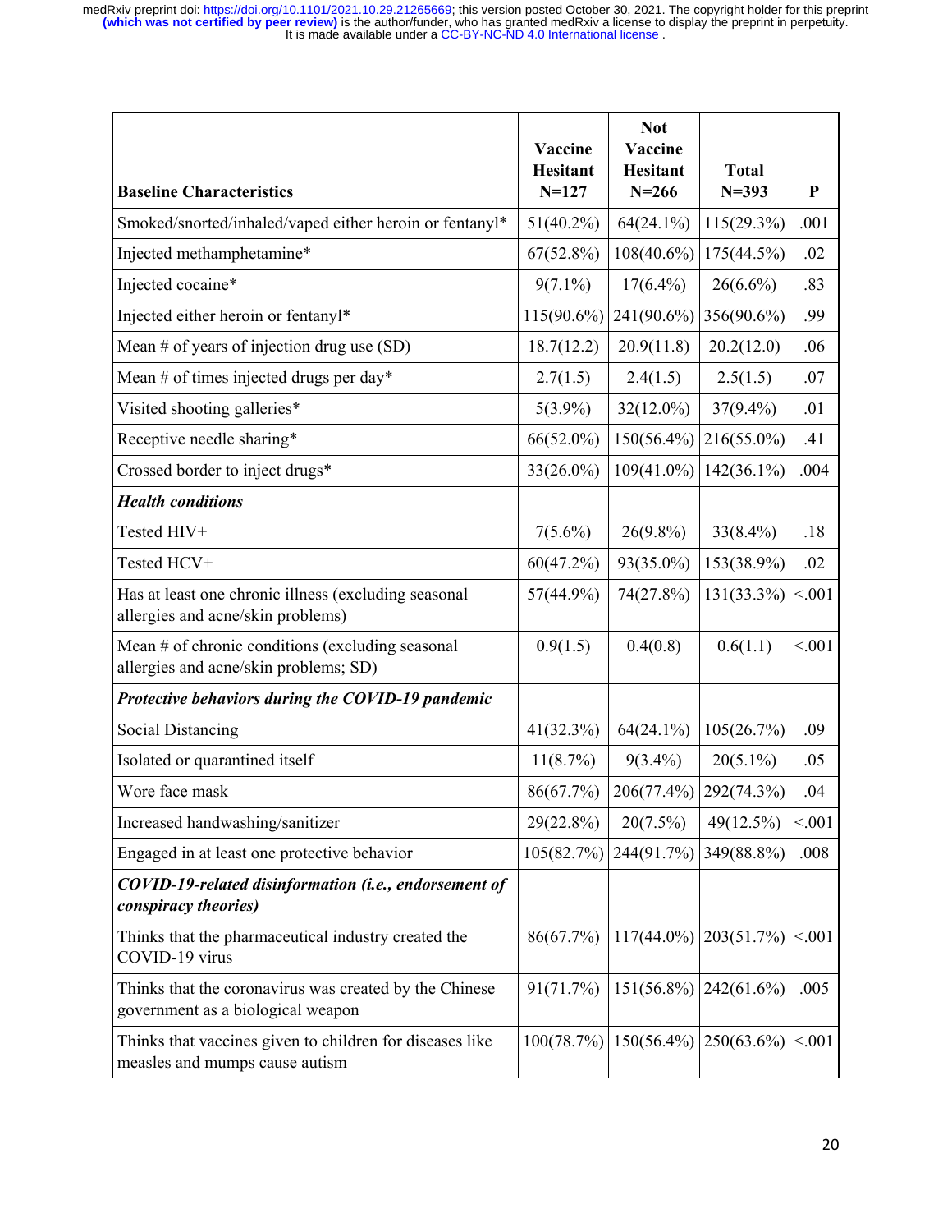| **Baseline Characteristics** | **Vaccine Hesitant N=127** | **Not Vaccine Hesitant N=266** | **Total N=393** | **P** |
|---|---|---|---|---|
| Smoked/snorted/inhaled/vaped either heroin or fentanyl* | 51(40.2%) | 64(24.1%) | 115(29.3%) | .001 |
| Injected methamphetamine* | 67(52.8%) | 108(40.6%) | 175(44.5%) | .02 |
| Injected cocaine* | 9(7.1%) | 17(6.4%) | 26(6.6%) | .83 |
| Injected either heroin or fentanyl* | 115(90.6%) | 241(90.6%) | 356(90.6%) | .99 |
| Mean # of years of injection drug use (SD) | 18.7(12.2) | 20.9(11.8) | 20.2(12.0) | .06 |
| Mean # of times injected drugs per day* | 2.7(1.5) | 2.4(1.5) | 2.5(1.5) | .07 |
| Visited shooting galleries* | 5(3.9%) | 32(12.0%) | 37(9.4%) | .01 |
| Receptive needle sharing* | 66(52.0%) | 150(56.4%) | 216(55.0%) | .41 |
| Crossed border to inject drugs* | 33(26.0%) | 109(41.0%) | 142(36.1%) | .004 |
| ***Health conditions*** | | | | |
| Tested HIV+ | 7(5.6%) | 26(9.8%) | 33(8.4%) | .18 |
| Tested HCV+ | 60(47.2%) | 93(35.0%) | 153(38.9%) | .02 |
| Has at least one chronic illness (excluding seasonal allergies and acne/skin problems) | 57(44.9%) | 74(27.8%) | 131(33.3%) | <.001 |
| Mean # of chronic conditions (excluding seasonal allergies and acne/skin problems; SD) | 0.9(1.5) | 0.4(0.8) | 0.6(1.1) | <.001 |
| ***Protective behaviors during the COVID-19 pandemic*** | | | | |
| Social Distancing | 41(32.3%) | 64(24.1%) | 105(26.7%) | .09 |
| Isolated or quarantined itself | 11(8.7%) | 9(3.4%) | 20(5.1%) | .05 |
| Wore face mask | 86(67.7%) | 206(77.4%) | 292(74.3%) | .04 |
| Increased handwashing/sanitizer | 29(22.8%) | 20(7.5%) | 49(12.5%) | <.001 |
| Engaged in at least one protective behavior | 105(82.7%) | 244(91.7%) | 349(88.8%) | .008 |
| ***COVID-19-related disinformation (i.e., endorsement of conspiracy theories)*** | | | | |
| Thinks that the pharmaceutical industry created the COVID-19 virus | 86(67.7%) | 117(44.0%) | 203(51.7%) | <.001 |
| Thinks that the coronavirus was created by the Chinese government as a biological weapon | 91(71.7%) | 151(56.8%) | 242(61.6%) | .005 |
| Thinks that vaccines given to children for diseases like measles and mumps cause autism | 100(78.7%) | 150(56.4%) | 250(63.6%) | <.001 |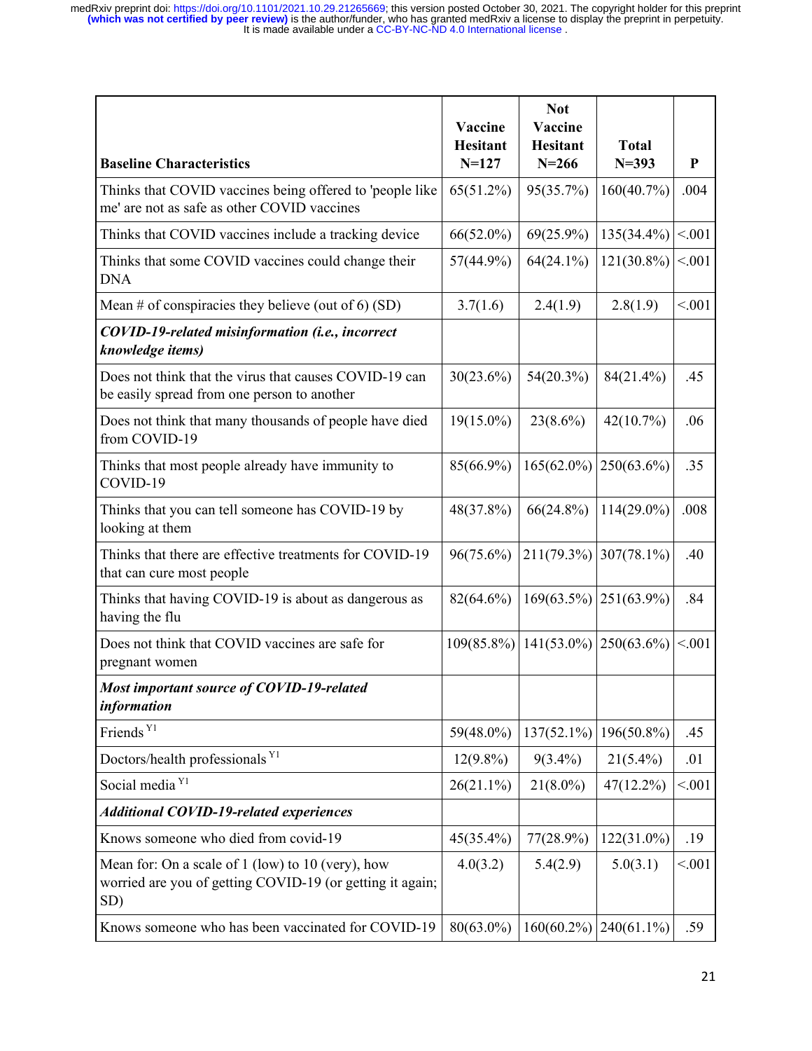| Baseline Characteristics | Vaccine Hesitant N=127 | Not Vaccine Hesitant N=266 | Total N=393 | P |
|---|---|---|---|---|
| Thinks that COVID vaccines being offered to 'people like me' are not as safe as other COVID vaccines | 65(51.2%) | 95(35.7%) | 160(40.7%) | .004 |
| Thinks that COVID vaccines include a tracking device | 66(52.0%) | 69(25.9%) | 135(34.4%) | <.001 |
| Thinks that some COVID vaccines could change their DNA | 57(44.9%) | 64(24.1%) | 121(30.8%) | <.001 |
| Mean # of conspiracies they believe (out of 6) (SD) | 3.7(1.6) | 2.4(1.9) | 2.8(1.9) | <.001 |
| ***COVID-19-related misinformation (i.e., incorrect knowledge items)*** | | | | |
| Does not think that the virus that causes COVID-19 can be easily spread from one person to another | 30(23.6%) | 54(20.3%) | 84(21.4%) | .45 |
| Does not think that many thousands of people have died from COVID-19 | 19(15.0%) | 23(8.6%) | 42(10.7%) | .06 |
| Thinks that most people already have immunity to COVID-19 | 85(66.9%) | 165(62.0%) | 250(63.6%) | .35 |
| Thinks that you can tell someone has COVID-19 by looking at them | 48(37.8%) | 66(24.8%) | 114(29.0%) | .008 |
| Thinks that there are effective treatments for COVID-19 that can cure most people | 96(75.6%) | 211(79.3%) | 307(78.1%) | .40 |
| Thinks that having COVID-19 is about as dangerous as having the flu | 82(64.6%) | 169(63.5%) | 251(63.9%) | .84 |
| Does not think that COVID vaccines are safe for pregnant women | 109(85.8%) | 141(53.0%) | 250(63.6%) | <.001 |
| ***Most important source of COVID-19-related information*** | | | | |
| Friends [Y1] | 59(48.0%) | 137(52.1%) | 196(50.8%) | .45 |
| Doctors/health professionals [Y1] | 12(9.8%) | 9(3.4%) | 21(5.4%) | .01 |
| Social media [Y1] | 26(21.1%) | 21(8.0%) | 47(12.2%) | <.001 |
| ***Additional COVID-19-related experiences*** | | | | |
| Knows someone who died from covid-19 | 45(35.4%) | 77(28.9%) | 122(31.0%) | .19 |
| Mean for: On a scale of 1 (low) to 10 (very), how worried are you of getting COVID-19 (or getting it again; SD) | 4.0(3.2) | 5.4(2.9) | 5.0(3.1) | <.001 |
| Knows someone who has been vaccinated for COVID-19 | 80(63.0%) | 160(60.2%) | 240(61.1%) | .59 |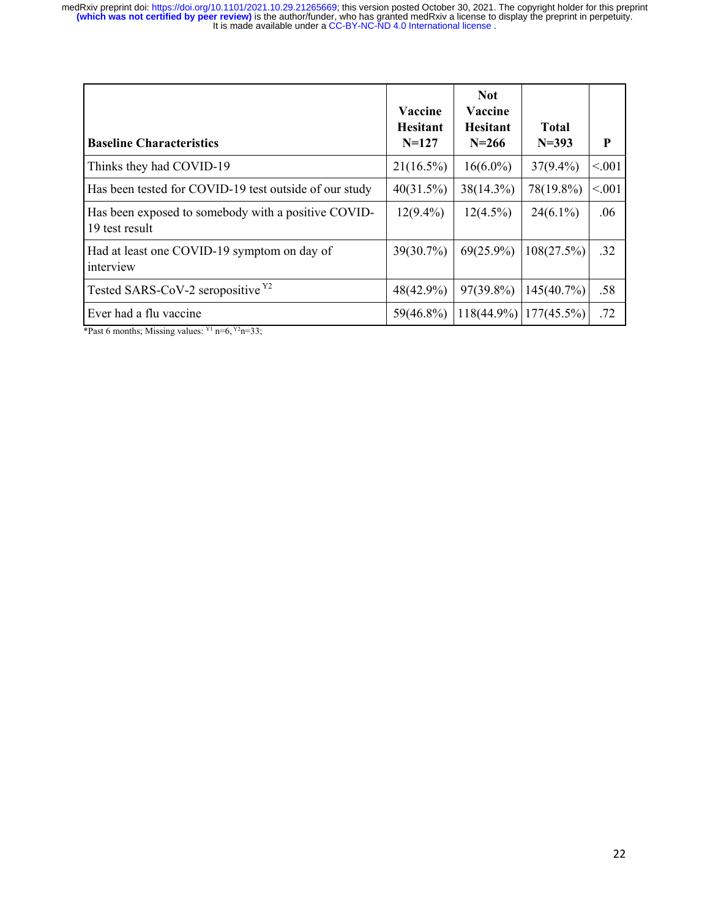| Baseline Characteristics | Vaccine Hesitant N=127 | Not Vaccine Hesitant N=266 | Total N=393 | P |
|---|---|---|---|---|
| Thinks they had COVID-19 | 21(16.5%) | 16(6.0%) | 37(9.4%) | <.001 |
| Has been tested for COVID-19 test outside of our study | 40(31.5%) | 38(14.3%) | 78(19.8%) | <.001 |
| Has been exposed to somebody with a positive COVID-19 test result | 12(9.4%) | 12(4.5%) | 24(6.1%) | .06 |
| Had at least one COVID-19 symptom on day of interview | 39(30.7%) | 69(25.9%) | 108(27.5%) | .32 |
| Tested SARS-CoV-2 seropositive [Y2] | 48(42.9%) | 97(39.8%) | 145(40.7%) | .58 |
| Ever had a flu vaccine | 59(46.8%) | 118(44.9%) | 177(45.5%) | .72 |

*Past 6 months; Missing values: [Y1] n=6, [Y2] n=33;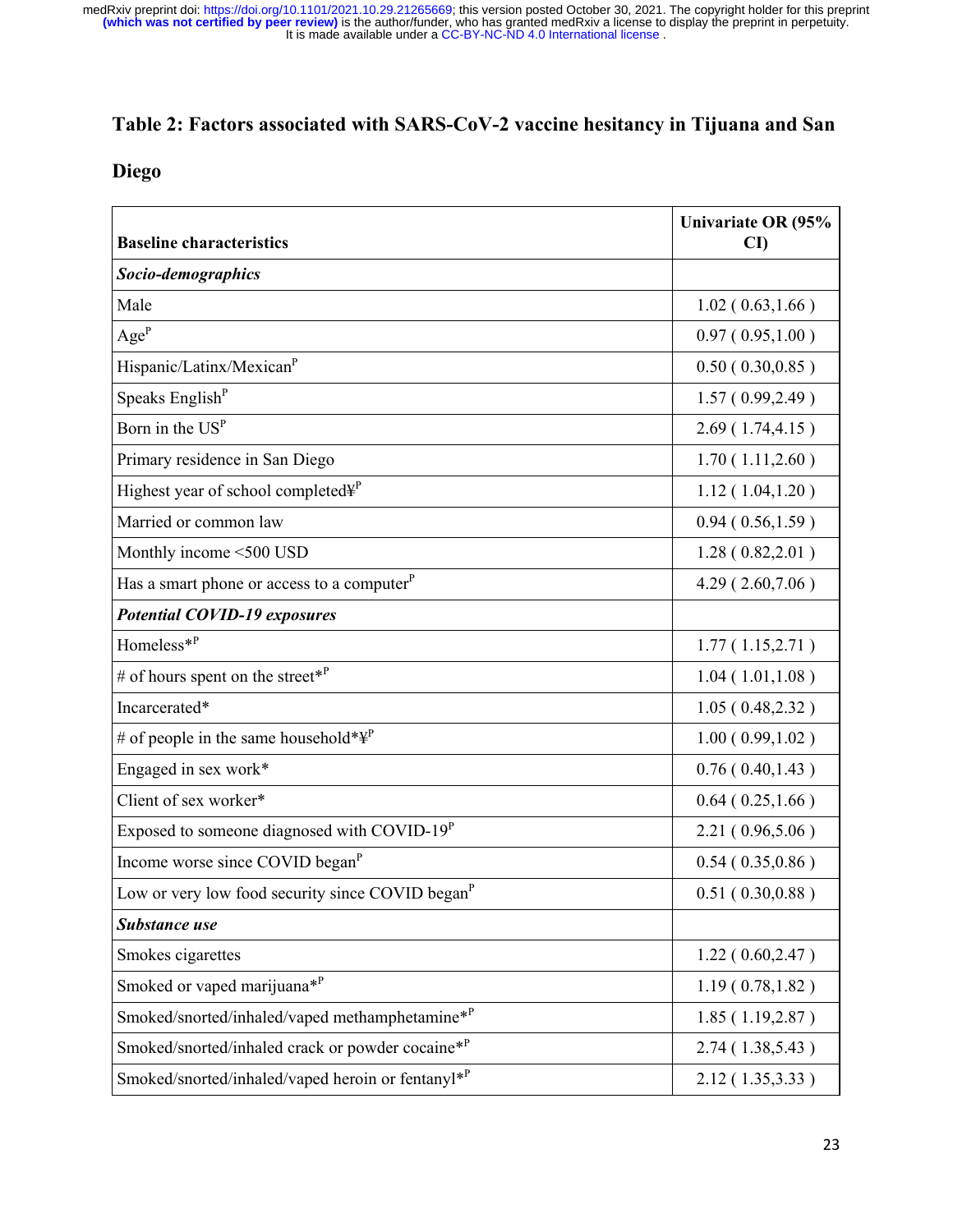## Table 2: Factors associated with SARS-CoV-2 vaccine hesitancy in Tijuana and San Diego

| Baseline characteristics | Univariate OR (95% CI) |
|---|---|
| ***Socio-demographics*** | |
| Male | 1.02 ( 0.63,1.66 ) |
| Age[P] | 0.97 ( 0.95,1.00 ) |
| Hispanic/Latinx/Mexican[P] | 0.50 ( 0.30,0.85 ) |
| Speaks English[P] | 1.57 ( 0.99,2.49 ) |
| Born in the US[P] | 2.69 ( 1.74,4.15 ) |
| Primary residence in San Diego | 1.70 ( 1.11,2.60 ) |
| Highest year of school completed¥[P] | 1.12 ( 1.04,1.20 ) |
| Married or common law | 0.94 ( 0.56,1.59 ) |
| Monthly income <500 USD | 1.28 ( 0.82,2.01 ) |
| Has a smart phone or access to a computer[P] | 4.29 ( 2.60,7.06 ) |
| ***Potential COVID-19 exposures*** | |
| Homeless*[P] | 1.77 ( 1.15,2.71 ) |
| # of hours spent on the street*[P] | 1.04 ( 1.01,1.08 ) |
| Incarcerated* | 1.05 ( 0.48,2.32 ) |
| # of people in the same household*¥[P] | 1.00 ( 0.99,1.02 ) |
| Engaged in sex work* | 0.76 ( 0.40,1.43 ) |
| Client of sex worker* | 0.64 ( 0.25,1.66 ) |
| Exposed to someone diagnosed with COVID-19[P] | 2.21 ( 0.96,5.06 ) |
| Income worse since COVID began[P] | 0.54 ( 0.35,0.86 ) |
| Low or very low food security since COVID began[P] | 0.51 ( 0.30,0.88 ) |
| ***Substance use*** | |
| Smokes cigarettes | 1.22 ( 0.60,2.47 ) |
| Smoked or vaped marijuana*[P] | 1.19 ( 0.78,1.82 ) |
| Smoked/snorted/inhaled/vaped methamphetamine*[P] | 1.85 ( 1.19,2.87 ) |
| Smoked/snorted/inhaled crack or powder cocaine*[P] | 2.74 ( 1.38,5.43 ) |
| Smoked/snorted/inhaled/vaped heroin or fentanyl*[P] | 2.12 ( 1.35,3.33 ) |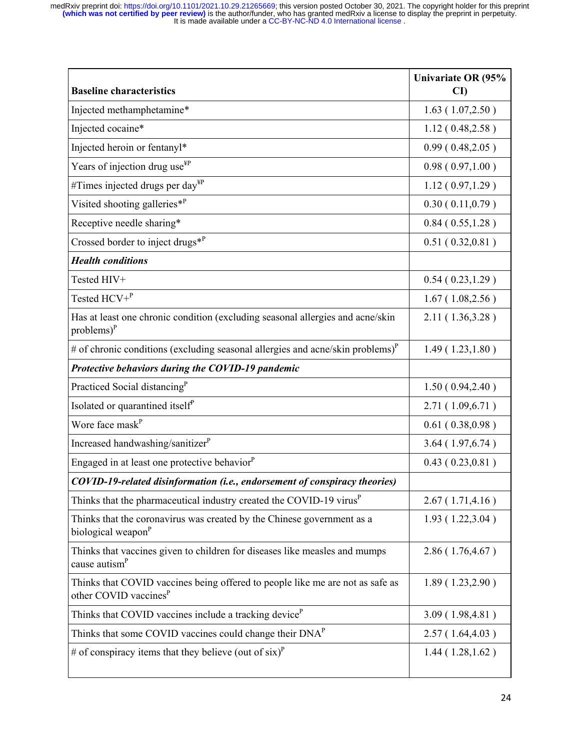| Baseline characteristics | Univariate OR (95% CI) |
|---|---|
| Injected methamphetamine* | 1.63 ( 1.07,2.50 ) |
| Injected cocaine* | 1.12 ( 0.48,2.58 ) |
| Injected heroin or fentanyl* | 0.99 ( 0.48,2.05 ) |
| Years of injection drug use[¥P] | 0.98 ( 0.97,1.00 ) |
| #Times injected drugs per day[¥P] | 1.12 ( 0.97,1.29 ) |
| Visited shooting galleries*[P] | 0.30 ( 0.11,0.79 ) |
| Receptive needle sharing* | 0.84 ( 0.55,1.28 ) |
| Crossed border to inject drugs*[P] | 0.51 ( 0.32,0.81 ) |
| ***Health conditions*** | |
| Tested HIV+ | 0.54 ( 0.23,1.29 ) |
| Tested HCV+[P] | 1.67 ( 1.08,2.56 ) |
| Has at least one chronic condition (excluding seasonal allergies and acne/skin problems)[P] | 2.11 ( 1.36,3.28 ) |
| # of chronic conditions (excluding seasonal allergies and acne/skin problems)[P] | 1.49 ( 1.23,1.80 ) |
| ***Protective behaviors during the COVID-19 pandemic*** | |
| Practiced Social distancing[P] | 1.50 ( 0.94,2.40 ) |
| Isolated or quarantined itself[P] | 2.71 ( 1.09,6.71 ) |
| Wore face mask[P] | 0.61 ( 0.38,0.98 ) |
| Increased handwashing/sanitizer[P] | 3.64 ( 1.97,6.74 ) |
| Engaged in at least one protective behavior[P] | 0.43 ( 0.23,0.81 ) |
| ***COVID-19-related disinformation (i.e., endorsement of conspiracy theories)*** | |
| Thinks that the pharmaceutical industry created the COVID-19 virus[P] | 2.67 ( 1.71,4.16 ) |
| Thinks that the coronavirus was created by the Chinese government as a biological weapon[P] | 1.93 ( 1.22,3.04 ) |
| Thinks that vaccines given to children for diseases like measles and mumps cause autism[P] | 2.86 ( 1.76,4.67 ) |
| Thinks that COVID vaccines being offered to people like me are not as safe as other COVID vaccines[P] | 1.89 ( 1.23,2.90 ) |
| Thinks that COVID vaccines include a tracking device[P] | 3.09 ( 1.98,4.81 ) |
| Thinks that some COVID vaccines could change their DNA[P] | 2.57 ( 1.64,4.03 ) |
| # of conspiracy items that they believe (out of six)[P] | 1.44 ( 1.28,1.62 ) |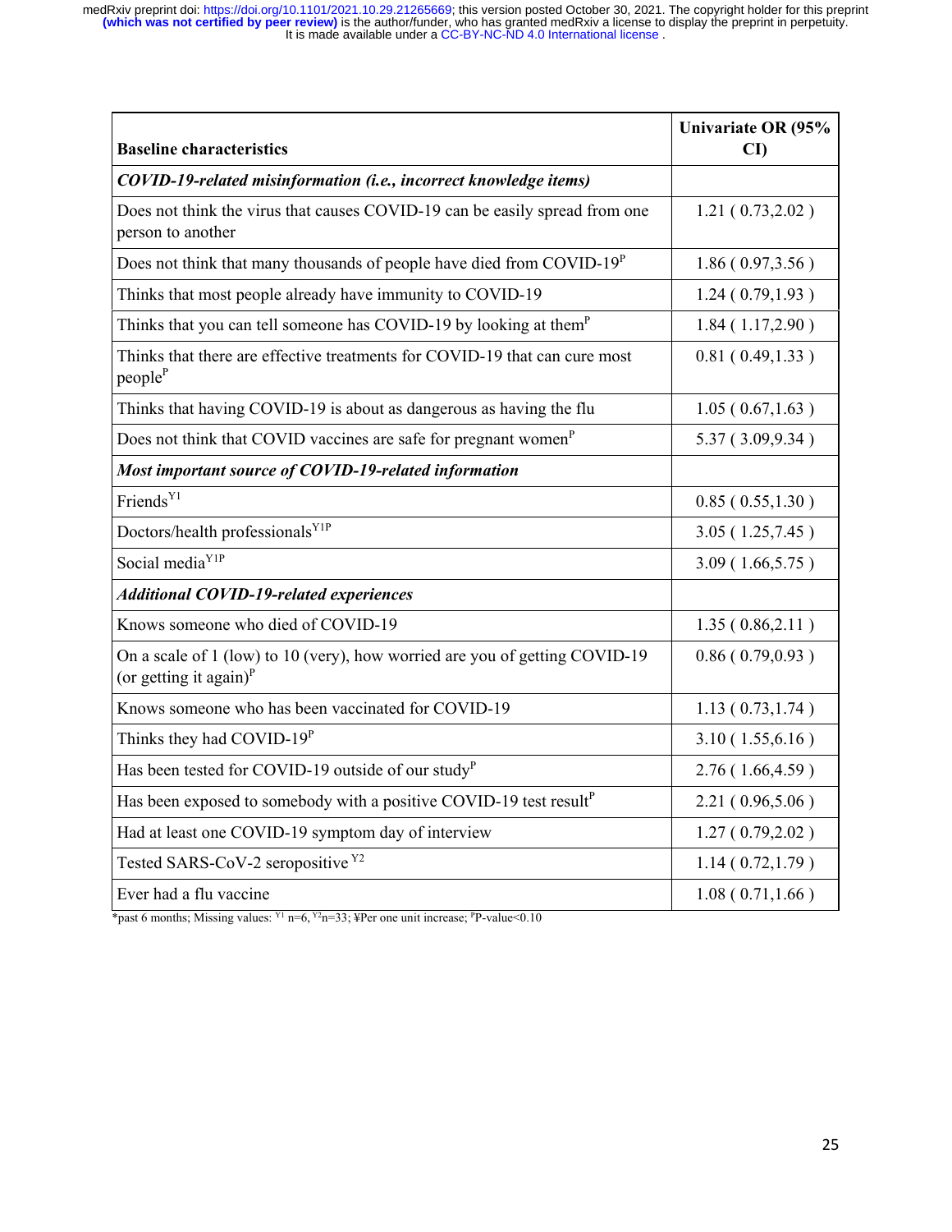| Baseline characteristics | Univariate OR (95% CI) |
|---|---|
| ***COVID-19-related misinformation (i.e., incorrect knowledge items)*** | |
| Does not think the virus that causes COVID-19 can be easily spread from one person to another | 1.21 ( 0.73,2.02 ) |
| Does not think that many thousands of people have died from COVID-19[P] | 1.86 ( 0.97,3.56 ) |
| Thinks that most people already have immunity to COVID-19 | 1.24 ( 0.79,1.93 ) |
| Thinks that you can tell someone has COVID-19 by looking at them[P] | 1.84 ( 1.17,2.90 ) |
| Thinks that there are effective treatments for COVID-19 that can cure most people[P] | 0.81 ( 0.49,1.33 ) |
| Thinks that having COVID-19 is about as dangerous as having the flu | 1.05 ( 0.67,1.63 ) |
| Does not think that COVID vaccines are safe for pregnant women[P] | 5.37 ( 3.09,9.34 ) |
| ***Most important source of COVID-19-related information*** | |
| Friends[Y1] | 0.85 ( 0.55,1.30 ) |
| Doctors/health professionals[Y1P] | 3.05 ( 1.25,7.45 ) |
| Social media[Y1P] | 3.09 ( 1.66,5.75 ) |
| ***Additional COVID-19-related experiences*** | |
| Knows someone who died of COVID-19 | 1.35 ( 0.86,2.11 ) |
| On a scale of 1 (low) to 10 (very), how worried are you of getting COVID-19 (or getting it again)[P] | 0.86 ( 0.79,0.93 ) |
| Knows someone who has been vaccinated for COVID-19 | 1.13 ( 0.73,1.74 ) |
| Thinks they had COVID-19[P] | 3.10 ( 1.55,6.16 ) |
| Has been tested for COVID-19 outside of our study[P] | 2.76 ( 1.66,4.59 ) |
| Has been exposed to somebody with a positive COVID-19 test result[P] | 2.21 ( 0.96,5.06 ) |
| Had at least one COVID-19 symptom day of interview | 1.27 ( 0.79,2.02 ) |
| Tested SARS-CoV-2 seropositive [Y2] | 1.14 ( 0.72,1.79 ) |
| Ever had a flu vaccine | 1.08 ( 0.71,1.66 ) |

*past 6 months; Missing values: [Y1] n=6, [Y2]n=33; ¥Per one unit increase; [P]P-value<0.10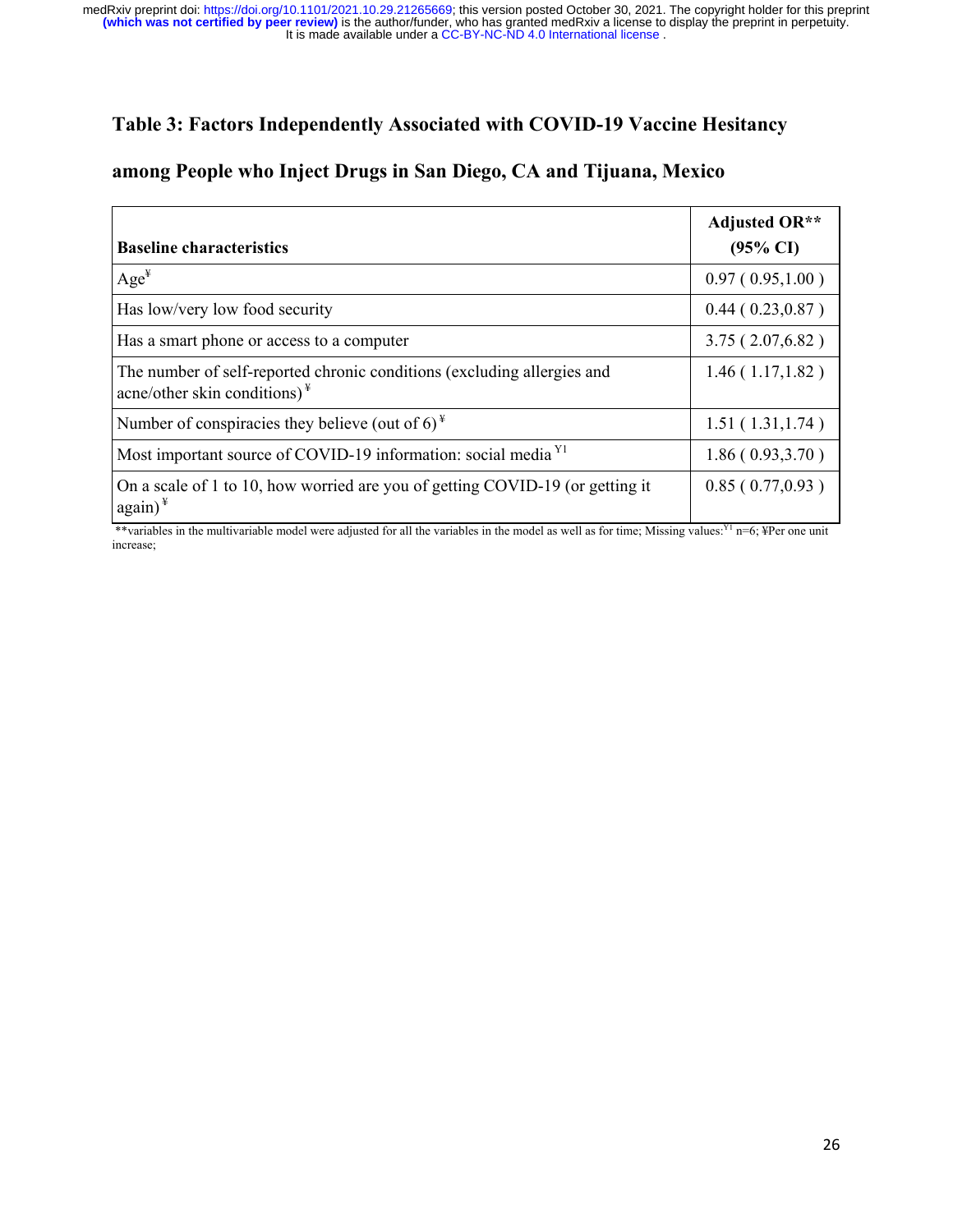**Table 3: Factors Independently Associated with COVID-19 Vaccine Hesitancy among People who Inject Drugs in San Diego, CA and Tijuana, Mexico**

| Baseline characteristics | Adjusted OR** (95% CI) |
|---|---|
| Age[¥] | 0.97 ( 0.95,1.00 ) |
| Has low/very low food security | 0.44 ( 0.23,0.87 ) |
| Has a smart phone or access to a computer | 3.75 ( 2.07,6.82 ) |
| The number of self-reported chronic conditions (excluding allergies and acne/other skin conditions)[¥] | 1.46 ( 1.17,1.82 ) |
| Number of conspiracies they believe (out of 6)[¥] | 1.51 ( 1.31,1.74 ) |
| Most important source of COVID-19 information: social media[Y1] | 1.86 ( 0.93,3.70 ) |
| On a scale of 1 to 10, how worried are you of getting COVID-19 (or getting it again)[¥] | 0.85 ( 0.77,0.93 ) |

**variables in the multivariable model were adjusted for all the variables in the model as well as for time; Missing values:[Y1] n=6; ¥Per one unit increase;